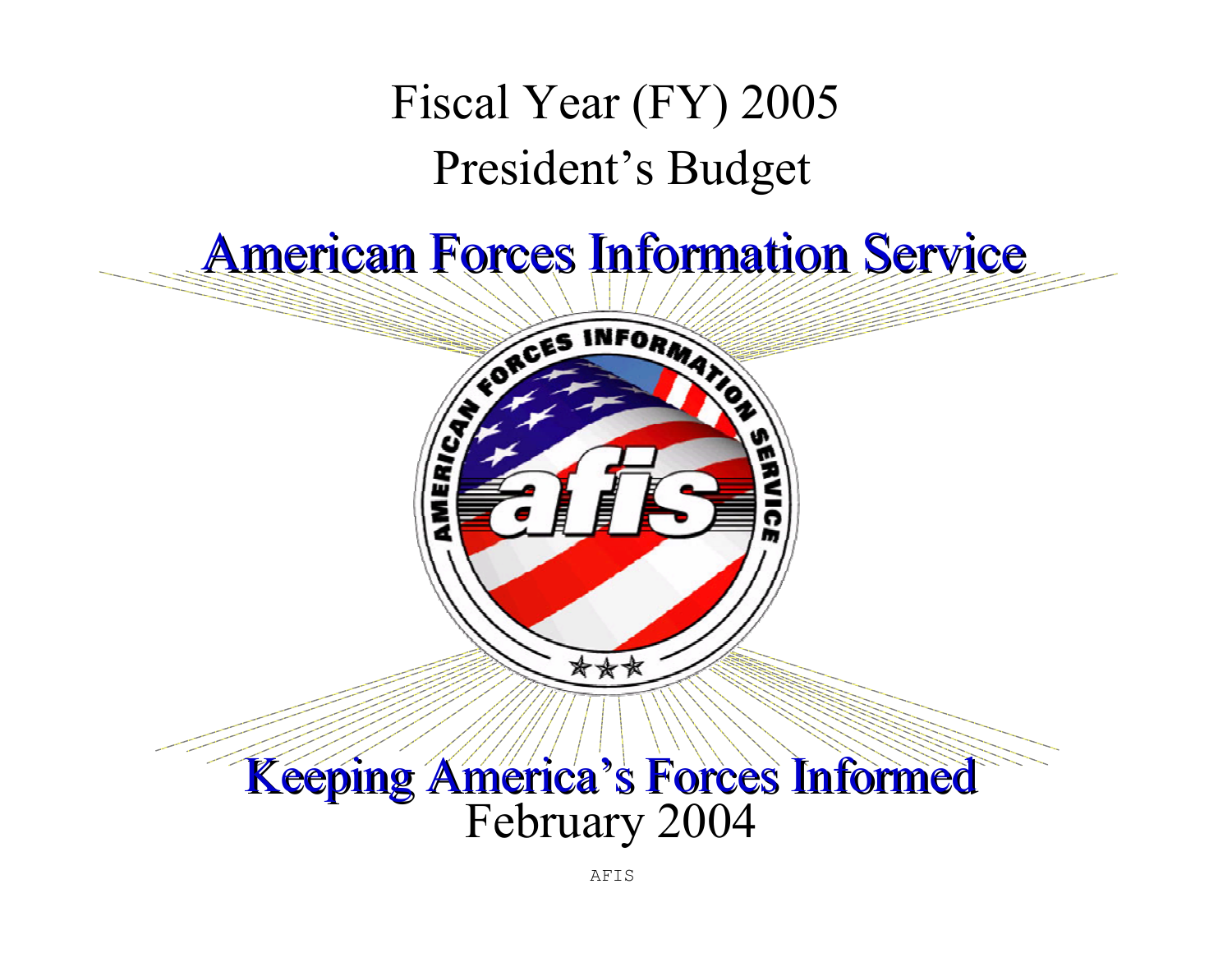# Fiscal Year (FY) 2005

# President's Budget

## American Forces Information Service

## Keeping America's Forces Informed

February 2004

AFIS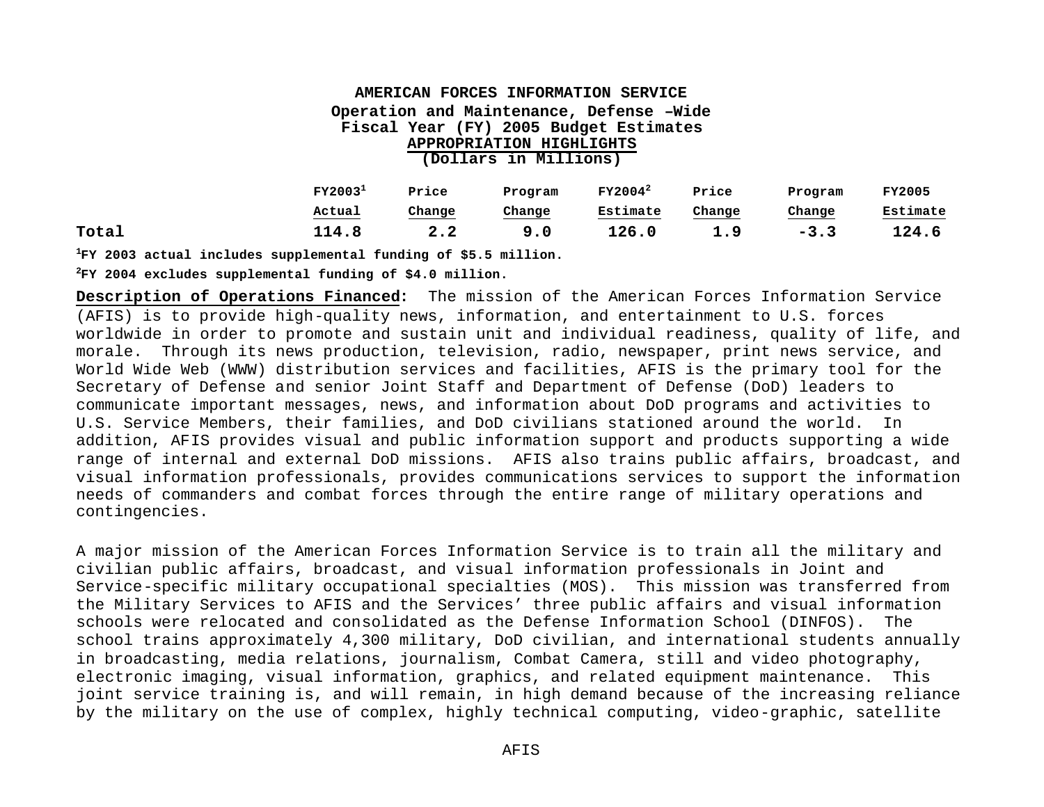**AMERICAN FORCES INFORMATION SERVICE**
**Operation and Maintenance, Defense –Wide**
**Fiscal Year (FY) 2005 Budget Estimates**
**APPROPRIATION HIGHLIGHTS**
**(Dollars in Millions)**

| | FY2003[1] Actual | Price Change | Program Change | FY2004[2] Estimate | Price Change | Program Change | FY2005 Estimate |
|---|---|---|---|---|---|---|---|
| **Total** | **114.8** | **2.2** | **9.0** | **126.0** | **1.9** | **-3.3** | **124.6** |

[1]**FY 2003 actual includes supplemental funding of $5.5 million.**

[2]**FY 2004 excludes supplemental funding of $4.0 million.**

**Description of Operations Financed:** The mission of the American Forces Information Service (AFIS) is to provide high-quality news, information, and entertainment to U.S. forces worldwide in order to promote and sustain unit and individual readiness, quality of life, and morale. Through its news production, television, radio, newspaper, print news service, and World Wide Web (WWW) distribution services and facilities, AFIS is the primary tool for the Secretary of Defense and senior Joint Staff and Department of Defense (DoD) leaders to communicate important messages, news, and information about DoD programs and activities to U.S. Service Members, their families, and DoD civilians stationed around the world. In addition, AFIS provides visual and public information support and products supporting a wide range of internal and external DoD missions. AFIS also trains public affairs, broadcast, and visual information professionals, provides communications services to support the information needs of commanders and combat forces through the entire range of military operations and contingencies.

A major mission of the American Forces Information Service is to train all the military and civilian public affairs, broadcast, and visual information professionals in Joint and Service-specific military occupational specialties (MOS). This mission was transferred from the Military Services to AFIS and the Services' three public affairs and visual information schools were relocated and consolidated as the Defense Information School (DINFOS). The school trains approximately 4,300 military, DoD civilian, and international students annually in broadcasting, media relations, journalism, Combat Camera, still and video photography, electronic imaging, visual information, graphics, and related equipment maintenance. This joint service training is, and will remain, in high demand because of the increasing reliance by the military on the use of complex, highly technical computing, video-graphic, satellite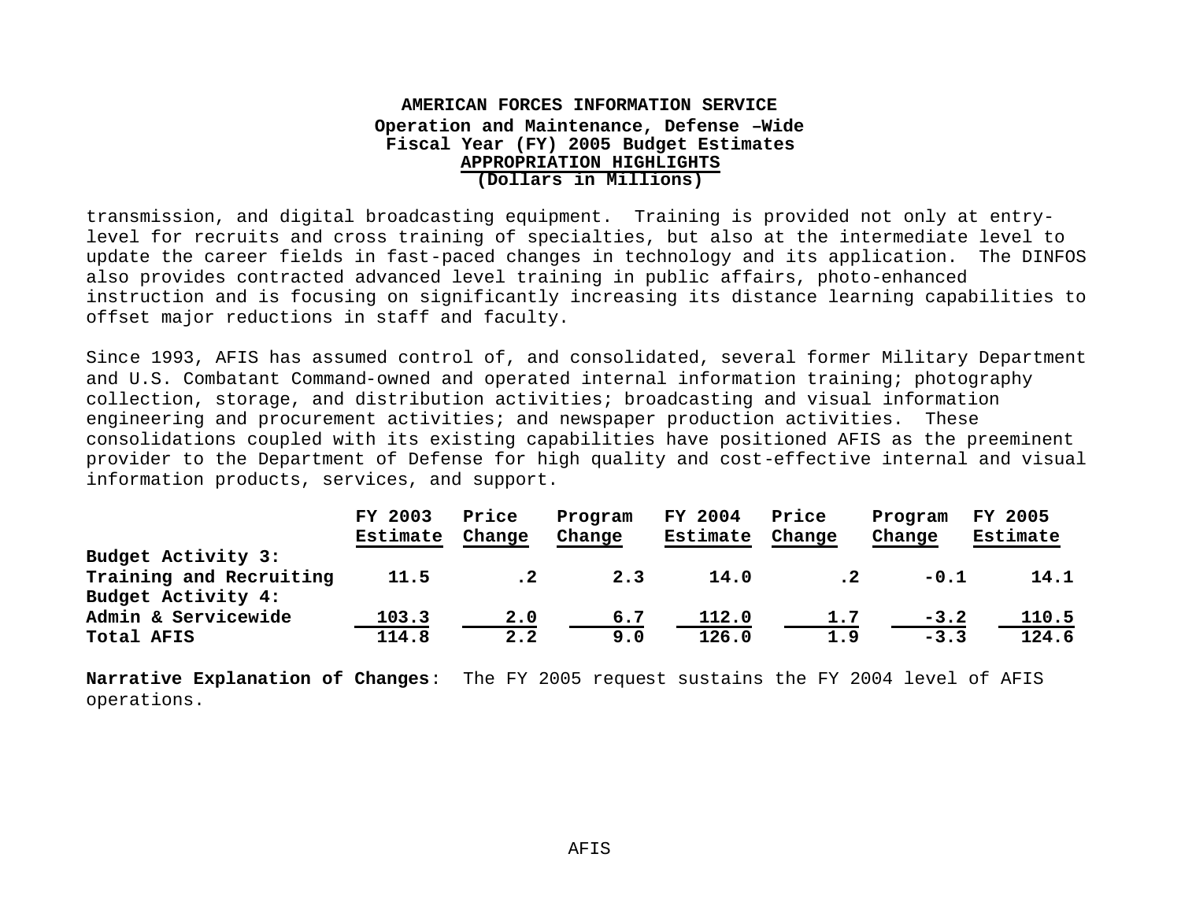**AMERICAN FORCES INFORMATION SERVICE**
**Operation and Maintenance, Defense –Wide**
**Fiscal Year (FY) 2005 Budget Estimates**
**APPROPRIATION HIGHLIGHTS**
**(Dollars in Millions)**

transmission, and digital broadcasting equipment. Training is provided not only at entry-level for recruits and cross training of specialties, but also at the intermediate level to update the career fields in fast-paced changes in technology and its application. The DINFOS also provides contracted advanced level training in public affairs, photo-enhanced instruction and is focusing on significantly increasing its distance learning capabilities to offset major reductions in staff and faculty.

Since 1993, AFIS has assumed control of, and consolidated, several former Military Department and U.S. Combatant Command-owned and operated internal information training; photography collection, storage, and distribution activities; broadcasting and visual information engineering and procurement activities; and newspaper production activities. These consolidations coupled with its existing capabilities have positioned AFIS as the preeminent provider to the Department of Defense for high quality and cost-effective internal and visual information products, services, and support.

| | FY 2003 Estimate | Price Change | Program Change | FY 2004 Estimate | Price Change | Program Change | FY 2005 Estimate |
|---|---|---|---|---|---|---|---|
| **Budget Activity 3:** | | | | | | | |
| **Training and Recruiting** | **11.5** | **.2** | **2.3** | **14.0** | **.2** | **-0.1** | **14.1** |
| **Budget Activity 4:** | | | | | | | |
| **Admin & Servicewide** | **103.3** | **2.0** | **6.7** | **112.0** | **1.7** | **-3.2** | **110.5** |
| **Total AFIS** | **114.8** | **2.2** | **9.0** | **126.0** | **1.9** | **-3.3** | **124.6** |

**Narrative Explanation of Changes**: The FY 2005 request sustains the FY 2004 level of AFIS operations.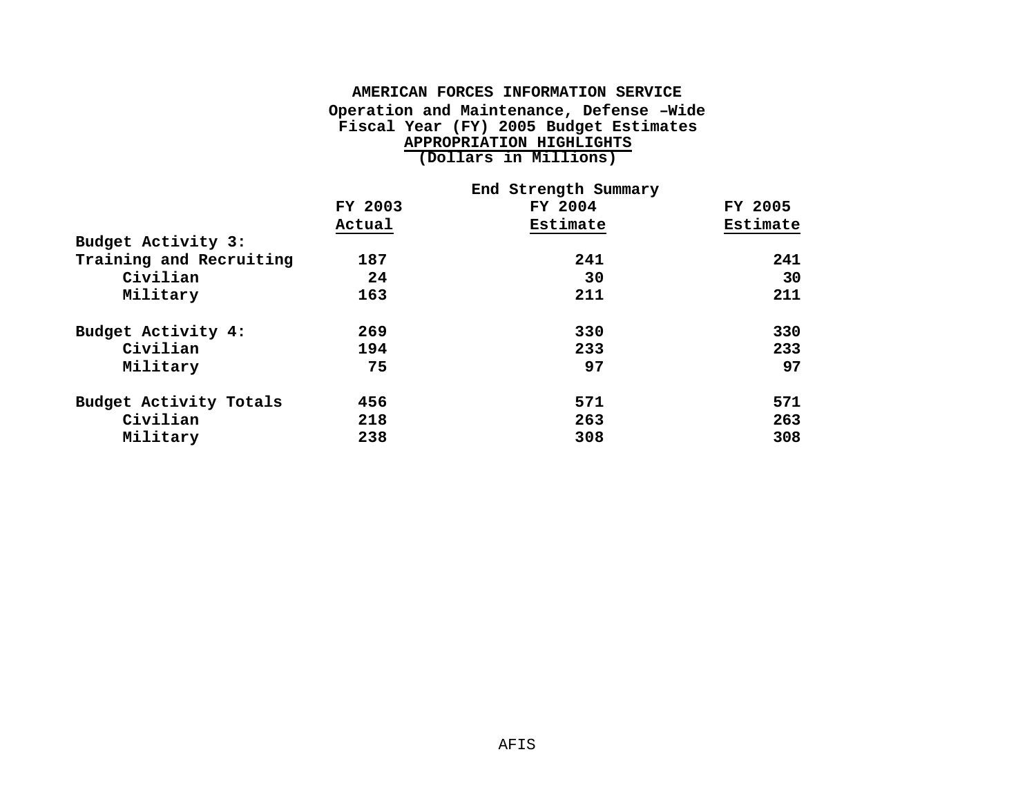# AMERICAN FORCES INFORMATION SERVICE

## Operation and Maintenance, Defense –Wide
## Fiscal Year (FY) 2005 Budget Estimates
## APPROPRIATION HIGHLIGHTS
## (Dollars in Millions)

End Strength Summary

| | FY 2003 Actual | FY 2004 Estimate | FY 2005 Estimate |
|---|---|---|---|
| **Budget Activity 3: Training and Recruiting** | **187** | **241** | **241** |
| Civilian | 24 | 30 | 30 |
| Military | 163 | 211 | 211 |
| **Budget Activity 4:** | **269** | **330** | **330** |
| Civilian | 194 | 233 | 233 |
| Military | 75 | 97 | 97 |
| **Budget Activity Totals** | **456** | **571** | **571** |
| Civilian | 218 | 263 | 263 |
| Military | 238 | 308 | 308 |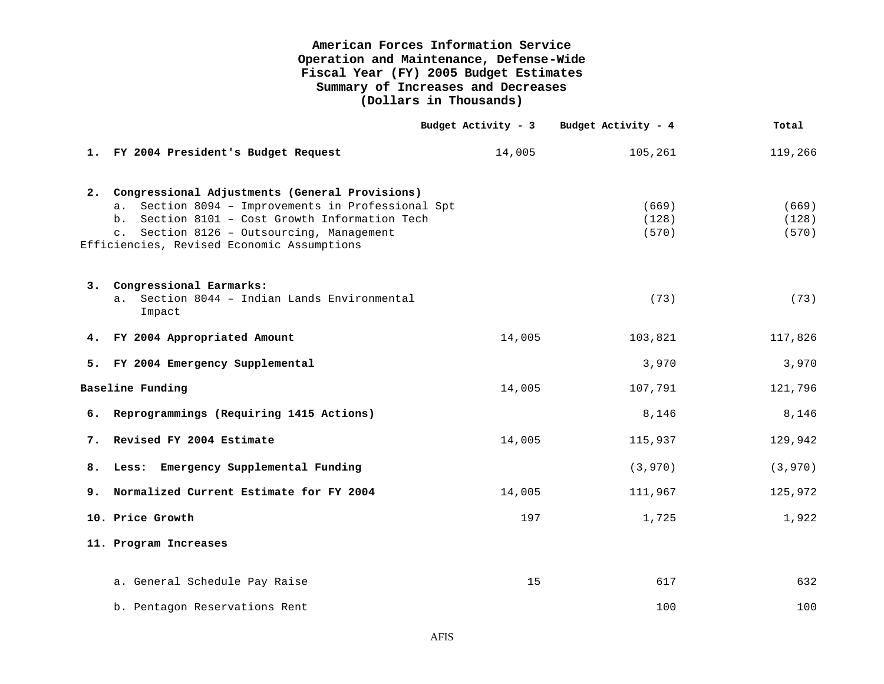**American Forces Information Service**
**Operation and Maintenance, Defense-Wide**
**Fiscal Year (FY) 2005 Budget Estimates**
**Summary of Increases and Decreases**
**(Dollars in Thousands)**

| | Budget Activity - 3 | Budget Activity - 4 | Total |
|---|---|---|---|
| **1. FY 2004 President's Budget Request** | 14,005 | 105,261 | 119,266 |
| **2. Congressional Adjustments (General Provisions)** | | | |
| a. Section 8094 – Improvements in Professional Spt | | (669) | (669) |
| b. Section 8101 – Cost Growth Information Tech | | (128) | (128) |
| c. Section 8126 – Outsourcing, Management Efficiencies, Revised Economic Assumptions | | (570) | (570) |
| **3. Congressional Earmarks:** | | | |
| a. Section 8044 – Indian Lands Environmental Impact | | (73) | (73) |
| **4. FY 2004 Appropriated Amount** | 14,005 | 103,821 | 117,826 |
| **5. FY 2004 Emergency Supplemental** | | 3,970 | 3,970 |
| **Baseline Funding** | 14,005 | 107,791 | 121,796 |
| **6. Reprogrammings (Requiring 1415 Actions)** | | 8,146 | 8,146 |
| **7. Revised FY 2004 Estimate** | 14,005 | 115,937 | 129,942 |
| **8. Less: Emergency Supplemental Funding** | | (3,970) | (3,970) |
| **9. Normalized Current Estimate for FY 2004** | 14,005 | 111,967 | 125,972 |
| **10. Price Growth** | 197 | 1,725 | 1,922 |
| **11. Program Increases** | | | |
| a. General Schedule Pay Raise | 15 | 617 | 632 |
| b. Pentagon Reservations Rent | | 100 | 100 |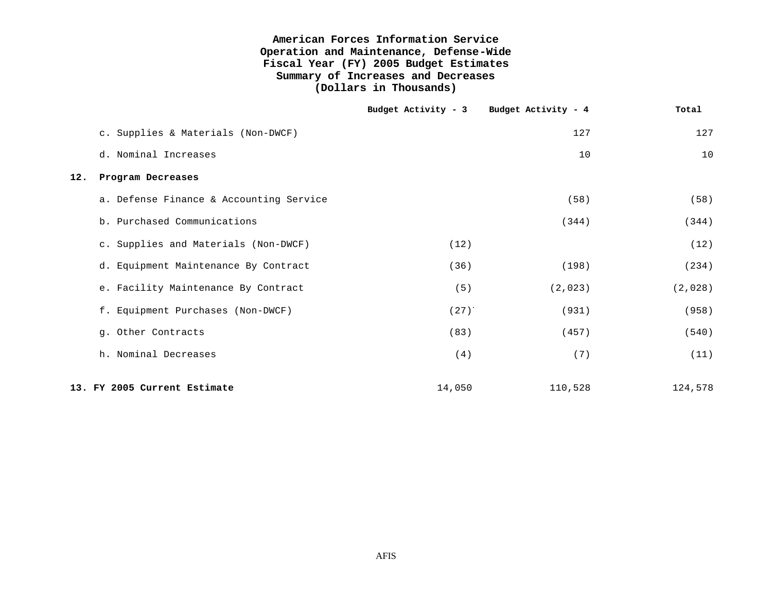# American Forces Information Service
## Operation and Maintenance, Defense-Wide
## Fiscal Year (FY) 2005 Budget Estimates
## Summary of Increases and Decreases
## (Dollars in Thousands)

| | Budget Activity - 3 | Budget Activity - 4 | Total |
|---|---|---|---|
| c. Supplies & Materials (Non-DWCF) | | 127 | 127 |
| d. Nominal Increases | | 10 | 10 |
| **12. Program Decreases** | | | |
| a. Defense Finance & Accounting Service | | (58) | (58) |
| b. Purchased Communications | | (344) | (344) |
| c. Supplies and Materials (Non-DWCF) | (12) | | (12) |
| d. Equipment Maintenance By Contract | (36) | (198) | (234) |
| e. Facility Maintenance By Contract | (5) | (2,023) | (2,028) |
| f. Equipment Purchases (Non-DWCF) | (27) | (931) | (958) |
| g. Other Contracts | (83) | (457) | (540) |
| h. Nominal Decreases | (4) | (7) | (11) |
| **13. FY 2005 Current Estimate** | 14,050 | 110,528 | 124,578 |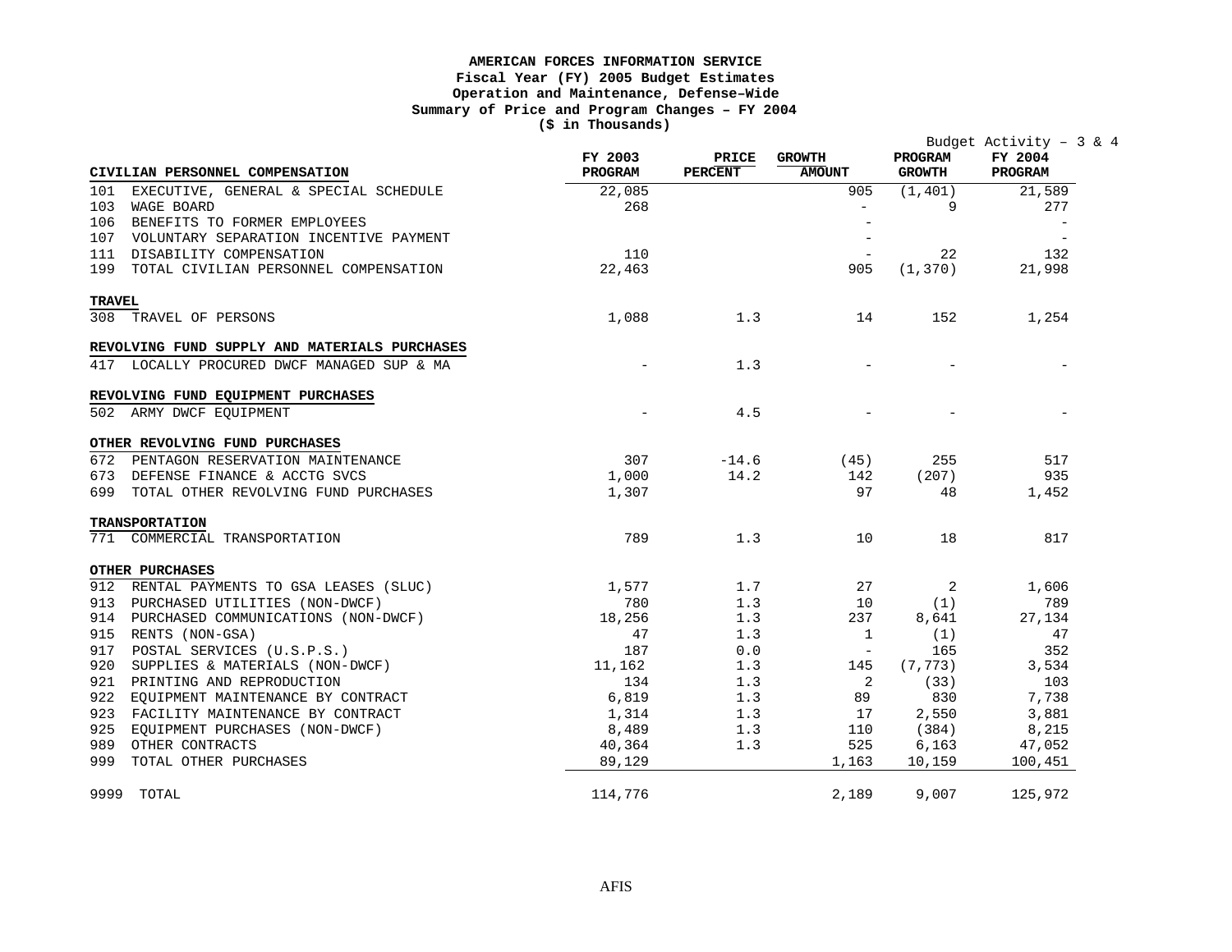**AMERICAN FORCES INFORMATION SERVICE**
**Fiscal Year (FY) 2005 Budget Estimates**
**Operation and Maintenance, Defense–Wide**
**Summary of Price and Program Changes – FY 2004**
**($ in Thousands)**

Budget Activity – 3 & 4

| CIVILIAN PERSONNEL COMPENSATION | FY 2003 PROGRAM | PRICE PERCENT | GROWTH AMOUNT | PROGRAM GROWTH | FY 2004 PROGRAM |
|---|---|---|---|---|---|
| 101 EXECUTIVE, GENERAL & SPECIAL SCHEDULE | 22,085 | | 905 | (1,401) | 21,589 |
| 103 WAGE BOARD | 268 | | - | 9 | 277 |
| 106 BENEFITS TO FORMER EMPLOYEES | | | - | | - |
| 107 VOLUNTARY SEPARATION INCENTIVE PAYMENT | | | - | | - |
| 111 DISABILITY COMPENSATION | 110 | | - | 22 | 132 |
| 199 TOTAL CIVILIAN PERSONNEL COMPENSATION | 22,463 | | 905 | (1,370) | 21,998 |
| **TRAVEL** | | | | | |
| 308 TRAVEL OF PERSONS | 1,088 | 1.3 | 14 | 152 | 1,254 |
| **REVOLVING FUND SUPPLY AND MATERIALS PURCHASES** | | | | | |
| 417 LOCALLY PROCURED DWCF MANAGED SUP & MA | - | 1.3 | - | - | - |
| **REVOLVING FUND EQUIPMENT PURCHASES** | | | | | |
| 502 ARMY DWCF EQUIPMENT | - | 4.5 | - | - | - |
| **OTHER REVOLVING FUND PURCHASES** | | | | | |
| 672 PENTAGON RESERVATION MAINTENANCE | 307 | -14.6 | (45) | 255 | 517 |
| 673 DEFENSE FINANCE & ACCTG SVCS | 1,000 | 14.2 | 142 | (207) | 935 |
| 699 TOTAL OTHER REVOLVING FUND PURCHASES | 1,307 | | 97 | 48 | 1,452 |
| **TRANSPORTATION** | | | | | |
| 771 COMMERCIAL TRANSPORTATION | 789 | 1.3 | 10 | 18 | 817 |
| **OTHER PURCHASES** | | | | | |
| 912 RENTAL PAYMENTS TO GSA LEASES (SLUC) | 1,577 | 1.7 | 27 | 2 | 1,606 |
| 913 PURCHASED UTILITIES (NON-DWCF) | 780 | 1.3 | 10 | (1) | 789 |
| 914 PURCHASED COMMUNICATIONS (NON-DWCF) | 18,256 | 1.3 | 237 | 8,641 | 27,134 |
| 915 RENTS (NON-GSA) | 47 | 1.3 | 1 | (1) | 47 |
| 917 POSTAL SERVICES (U.S.P.S.) | 187 | 0.0 | - | 165 | 352 |
| 920 SUPPLIES & MATERIALS (NON-DWCF) | 11,162 | 1.3 | 145 | (7,773) | 3,534 |
| 921 PRINTING AND REPRODUCTION | 134 | 1.3 | 2 | (33) | 103 |
| 922 EQUIPMENT MAINTENANCE BY CONTRACT | 6,819 | 1.3 | 89 | 830 | 7,738 |
| 923 FACILITY MAINTENANCE BY CONTRACT | 1,314 | 1.3 | 17 | 2,550 | 3,881 |
| 925 EQUIPMENT PURCHASES (NON-DWCF) | 8,489 | 1.3 | 110 | (384) | 8,215 |
| 989 OTHER CONTRACTS | 40,364 | 1.3 | 525 | 6,163 | 47,052 |
| 999 TOTAL OTHER PURCHASES | 89,129 | | 1,163 | 10,159 | 100,451 |
| 9999 TOTAL | 114,776 | | 2,189 | 9,007 | 125,972 |

AFIS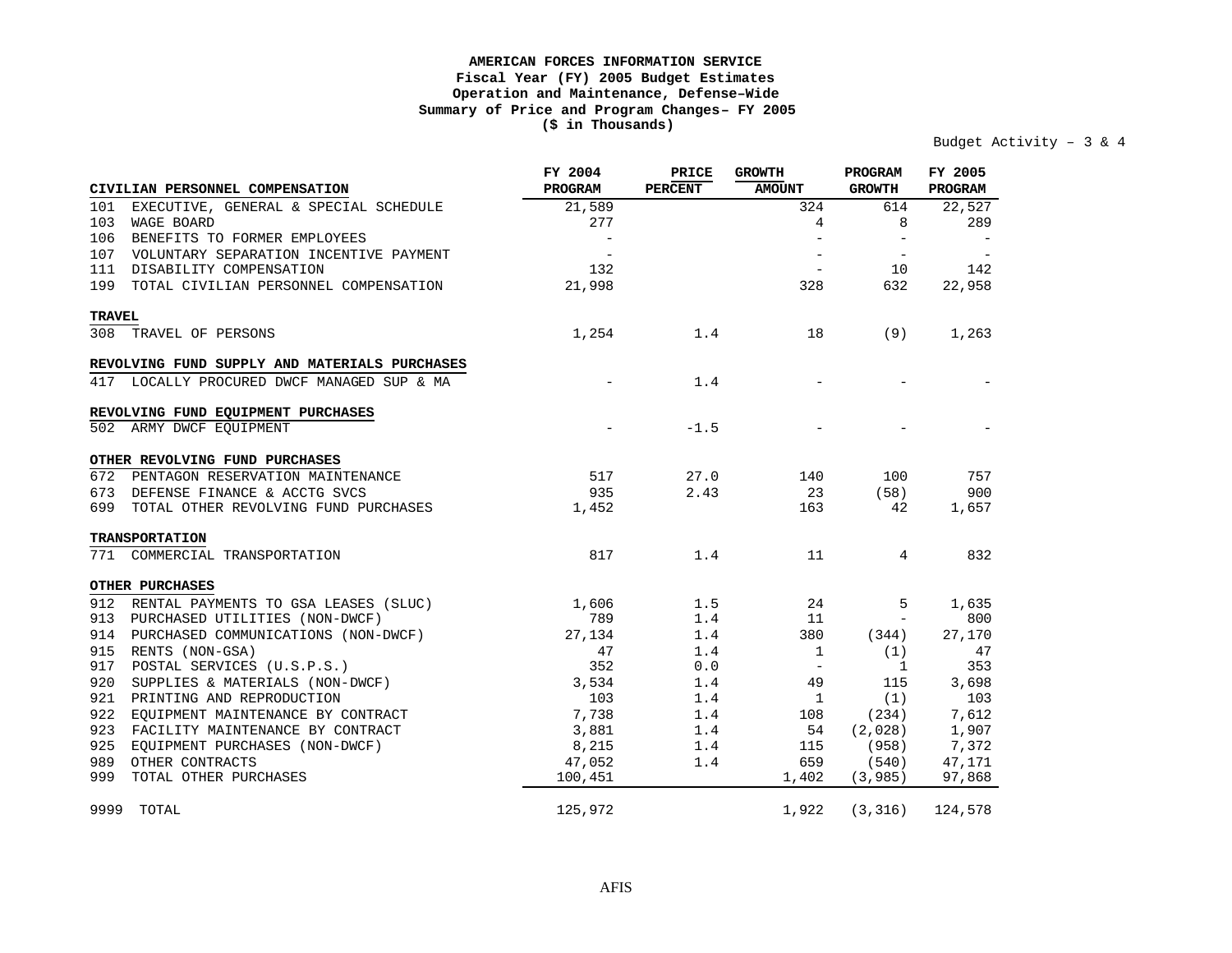**AMERICAN FORCES INFORMATION SERVICE**
**Fiscal Year (FY) 2005 Budget Estimates**
**Operation and Maintenance, Defense-Wide**
**Summary of Price and Program Changes– FY 2005**
**($ in Thousands)**

Budget Activity – 3 & 4

| CIVILIAN PERSONNEL COMPENSATION | FY 2004 PROGRAM | PRICE PERCENT | GROWTH AMOUNT | PROGRAM GROWTH | FY 2005 PROGRAM |
|---|---|---|---|---|---|
| 101 EXECUTIVE, GENERAL & SPECIAL SCHEDULE | 21,589 | | 324 | 614 | 22,527 |
| 103 WAGE BOARD | 277 | | 4 | 8 | 289 |
| 106 BENEFITS TO FORMER EMPLOYEES | - | | - | - | - |
| 107 VOLUNTARY SEPARATION INCENTIVE PAYMENT | - | | - | - | - |
| 111 DISABILITY COMPENSATION | 132 | | - | 10 | 142 |
| 199 TOTAL CIVILIAN PERSONNEL COMPENSATION | 21,998 | | 328 | 632 | 22,958 |
| **TRAVEL** | | | | | |
| 308 TRAVEL OF PERSONS | 1,254 | 1.4 | 18 | (9) | 1,263 |
| **REVOLVING FUND SUPPLY AND MATERIALS PURCHASES** | | | | | |
| 417 LOCALLY PROCURED DWCF MANAGED SUP & MA | - | 1.4 | - | - | - |
| **REVOLVING FUND EQUIPMENT PURCHASES** | | | | | |
| 502 ARMY DWCF EQUIPMENT | - | -1.5 | - | - | - |
| **OTHER REVOLVING FUND PURCHASES** | | | | | |
| 672 PENTAGON RESERVATION MAINTENANCE | 517 | 27.0 | 140 | 100 | 757 |
| 673 DEFENSE FINANCE & ACCTG SVCS | 935 | 2.43 | 23 | (58) | 900 |
| 699 TOTAL OTHER REVOLVING FUND PURCHASES | 1,452 | | 163 | 42 | 1,657 |
| **TRANSPORTATION** | | | | | |
| 771 COMMERCIAL TRANSPORTATION | 817 | 1.4 | 11 | 4 | 832 |
| **OTHER PURCHASES** | | | | | |
| 912 RENTAL PAYMENTS TO GSA LEASES (SLUC) | 1,606 | 1.5 | 24 | 5 | 1,635 |
| 913 PURCHASED UTILITIES (NON-DWCF) | 789 | 1.4 | 11 | - | 800 |
| 914 PURCHASED COMMUNICATIONS (NON-DWCF) | 27,134 | 1.4 | 380 | (344) | 27,170 |
| 915 RENTS (NON-GSA) | 47 | 1.4 | 1 | (1) | 47 |
| 917 POSTAL SERVICES (U.S.P.S.) | 352 | 0.0 | - | 1 | 353 |
| 920 SUPPLIES & MATERIALS (NON-DWCF) | 3,534 | 1.4 | 49 | 115 | 3,698 |
| 921 PRINTING AND REPRODUCTION | 103 | 1.4 | 1 | (1) | 103 |
| 922 EQUIPMENT MAINTENANCE BY CONTRACT | 7,738 | 1.4 | 108 | (234) | 7,612 |
| 923 FACILITY MAINTENANCE BY CONTRACT | 3,881 | 1.4 | 54 | (2,028) | 1,907 |
| 925 EQUIPMENT PURCHASES (NON-DWCF) | 8,215 | 1.4 | 115 | (958) | 7,372 |
| 989 OTHER CONTRACTS | 47,052 | 1.4 | 659 | (540) | 47,171 |
| 999 TOTAL OTHER PURCHASES | 100,451 | | 1,402 | (3,985) | 97,868 |
| 9999 TOTAL | 125,972 | | 1,922 | (3,316) | 124,578 |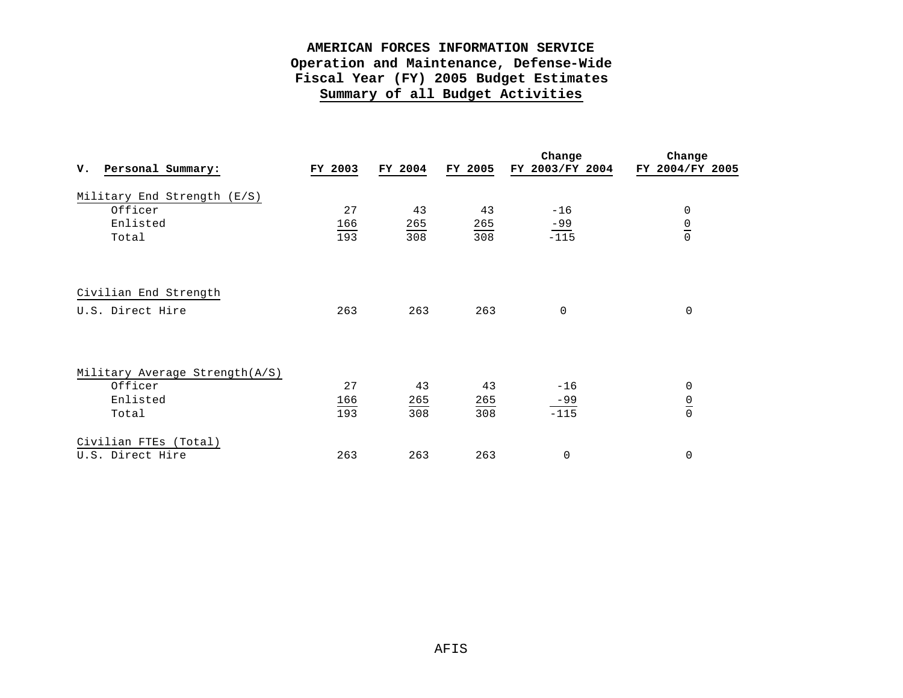**AMERICAN FORCES INFORMATION SERVICE**
**Operation and Maintenance, Defense-Wide**
**Fiscal Year (FY) 2005 Budget Estimates**
**Summary of all Budget Activities**

| V. Personal Summary: | FY 2003 | FY 2004 | FY 2005 | Change FY 2003/FY 2004 | Change FY 2004/FY 2005 |
|---|---|---|---|---|---|
| Military End Strength (E/S) | | | | | |
| Officer | 27 | 43 | 43 | -16 | 0 |
| Enlisted | 166 | 265 | 265 | -99 | 0 |
| Total | 193 | 308 | 308 | -115 | 0 |
| Civilian End Strength | | | | | |
| U.S. Direct Hire | 263 | 263 | 263 | 0 | 0 |
| Military Average Strength(A/S) | | | | | |
| Officer | 27 | 43 | 43 | -16 | 0 |
| Enlisted | 166 | 265 | 265 | -99 | 0 |
| Total | 193 | 308 | 308 | -115 | 0 |
| Civilian FTEs (Total) | | | | | |
| U.S. Direct Hire | 263 | 263 | 263 | 0 | 0 |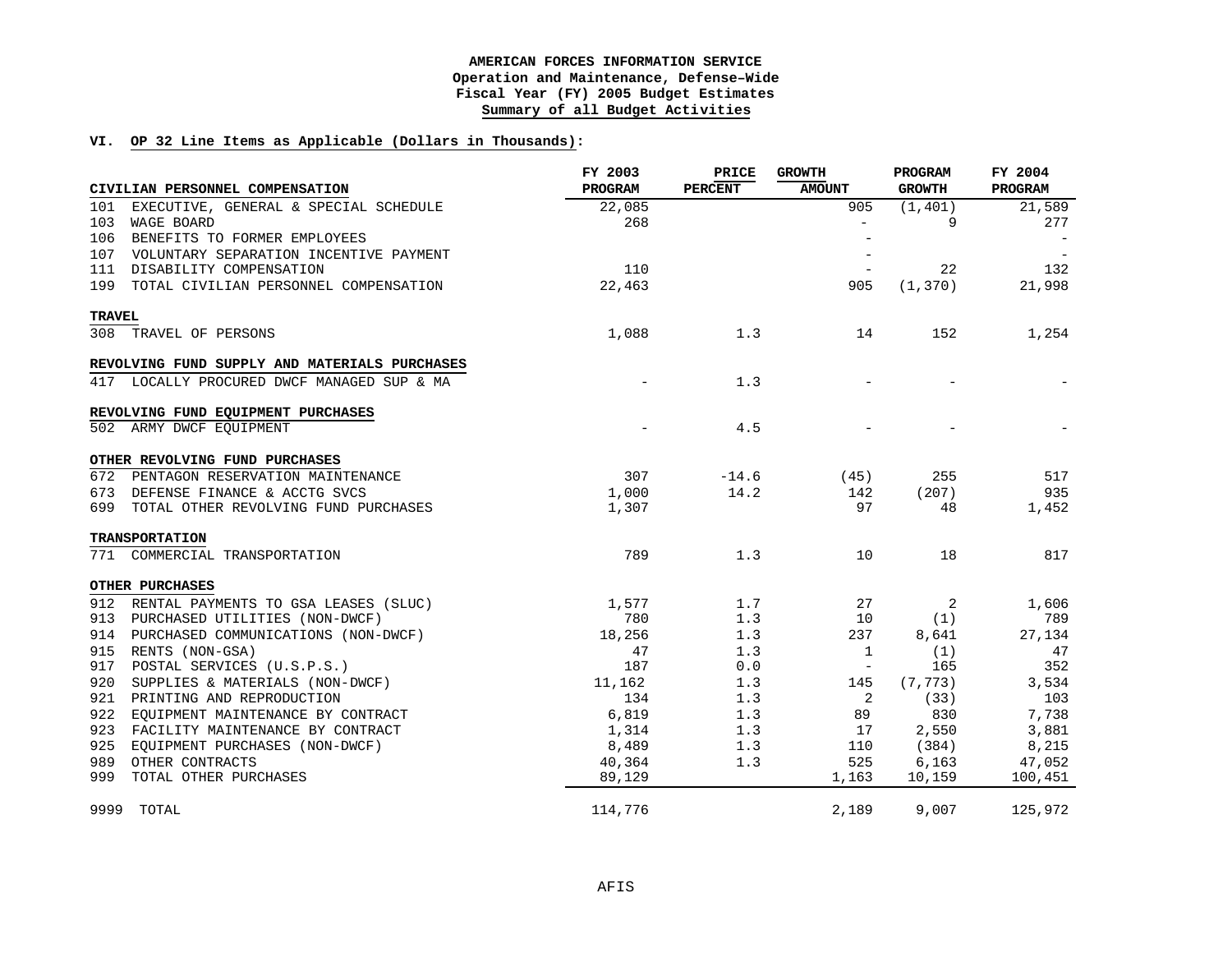**AMERICAN FORCES INFORMATION SERVICE**
**Operation and Maintenance, Defense-Wide**
**Fiscal Year (FY) 2005 Budget Estimates**
**Summary of all Budget Activities**

**VI. OP 32 Line Items as Applicable (Dollars in Thousands):**

| | FY 2003 PROGRAM | PRICE PERCENT | GROWTH AMOUNT | PROGRAM GROWTH | FY 2004 PROGRAM |
|---|---|---|---|---|---|
| **CIVILIAN PERSONNEL COMPENSATION** | | | | | |
| 101 EXECUTIVE, GENERAL & SPECIAL SCHEDULE | 22,085 | | 905 | (1,401) | 21,589 |
| 103 WAGE BOARD | 268 | | - | 9 | 277 |
| 106 BENEFITS TO FORMER EMPLOYEES | | | - | | - |
| 107 VOLUNTARY SEPARATION INCENTIVE PAYMENT | | | - | | - |
| 111 DISABILITY COMPENSATION | 110 | | - | 22 | 132 |
| 199 TOTAL CIVILIAN PERSONNEL COMPENSATION | 22,463 | | 905 | (1,370) | 21,998 |
| **TRAVEL** | | | | | |
| 308 TRAVEL OF PERSONS | 1,088 | 1.3 | 14 | 152 | 1,254 |
| **REVOLVING FUND SUPPLY AND MATERIALS PURCHASES** | | | | | |
| 417 LOCALLY PROCURED DWCF MANAGED SUP & MA | - | 1.3 | - | - | - |
| **REVOLVING FUND EQUIPMENT PURCHASES** | | | | | |
| 502 ARMY DWCF EQUIPMENT | - | 4.5 | - | - | - |
| **OTHER REVOLVING FUND PURCHASES** | | | | | |
| 672 PENTAGON RESERVATION MAINTENANCE | 307 | -14.6 | (45) | 255 | 517 |
| 673 DEFENSE FINANCE & ACCTG SVCS | 1,000 | 14.2 | 142 | (207) | 935 |
| 699 TOTAL OTHER REVOLVING FUND PURCHASES | 1,307 | | 97 | 48 | 1,452 |
| **TRANSPORTATION** | | | | | |
| 771 COMMERCIAL TRANSPORTATION | 789 | 1.3 | 10 | 18 | 817 |
| **OTHER PURCHASES** | | | | | |
| 912 RENTAL PAYMENTS TO GSA LEASES (SLUC) | 1,577 | 1.7 | 27 | 2 | 1,606 |
| 913 PURCHASED UTILITIES (NON-DWCF) | 780 | 1.3 | 10 | (1) | 789 |
| 914 PURCHASED COMMUNICATIONS (NON-DWCF) | 18,256 | 1.3 | 237 | 8,641 | 27,134 |
| 915 RENTS (NON-GSA) | 47 | 1.3 | 1 | (1) | 47 |
| 917 POSTAL SERVICES (U.S.P.S.) | 187 | 0.0 | - | 165 | 352 |
| 920 SUPPLIES & MATERIALS (NON-DWCF) | 11,162 | 1.3 | 145 | (7,773) | 3,534 |
| 921 PRINTING AND REPRODUCTION | 134 | 1.3 | 2 | (33) | 103 |
| 922 EQUIPMENT MAINTENANCE BY CONTRACT | 6,819 | 1.3 | 89 | 830 | 7,738 |
| 923 FACILITY MAINTENANCE BY CONTRACT | 1,314 | 1.3 | 17 | 2,550 | 3,881 |
| 925 EQUIPMENT PURCHASES (NON-DWCF) | 8,489 | 1.3 | 110 | (384) | 8,215 |
| 989 OTHER CONTRACTS | 40,364 | 1.3 | 525 | 6,163 | 47,052 |
| 999 TOTAL OTHER PURCHASES | 89,129 | | 1,163 | 10,159 | 100,451 |
| 9999 TOTAL | 114,776 | | 2,189 | 9,007 | 125,972 |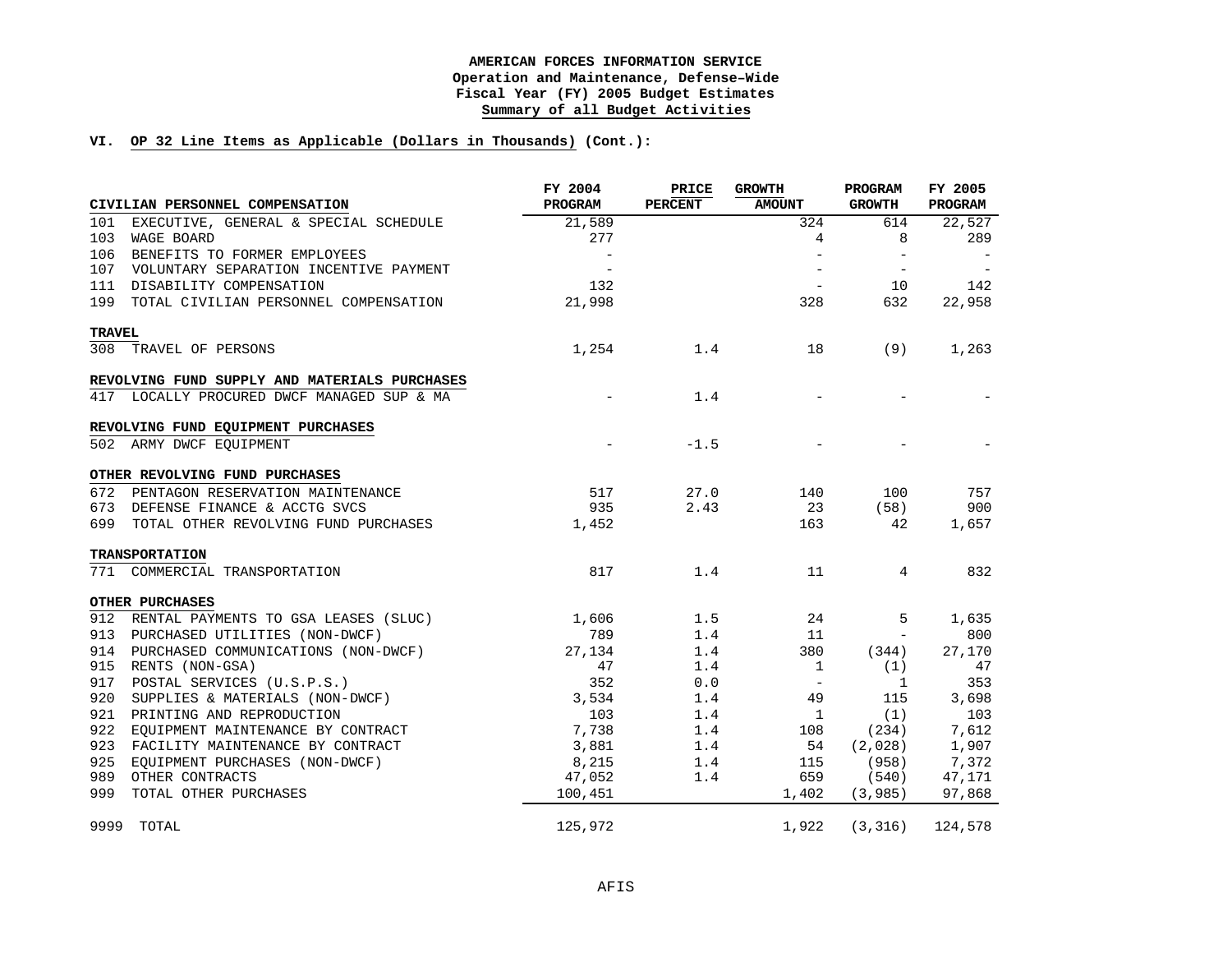**AMERICAN FORCES INFORMATION SERVICE**
**Operation and Maintenance, Defense-Wide**
**Fiscal Year (FY) 2005 Budget Estimates**
**Summary of all Budget Activities**

**VI. OP 32 Line Items as Applicable (Dollars in Thousands) (Cont.):**

| CIVILIAN PERSONNEL COMPENSATION | FY 2004 PROGRAM | PRICE PERCENT | GROWTH AMOUNT | PROGRAM GROWTH | FY 2005 PROGRAM |
|---|---|---|---|---|---|
| 101 EXECUTIVE, GENERAL & SPECIAL SCHEDULE | 21,589 | | 324 | 614 | 22,527 |
| 103 WAGE BOARD | 277 | | 4 | 8 | 289 |
| 106 BENEFITS TO FORMER EMPLOYEES | - | | - | - | - |
| 107 VOLUNTARY SEPARATION INCENTIVE PAYMENT | - | | - | - | - |
| 111 DISABILITY COMPENSATION | 132 | | - | 10 | 142 |
| 199 TOTAL CIVILIAN PERSONNEL COMPENSATION | 21,998 | | 328 | 632 | 22,958 |
| **TRAVEL** | | | | | |
| 308 TRAVEL OF PERSONS | 1,254 | 1.4 | 18 | (9) | 1,263 |
| **REVOLVING FUND SUPPLY AND MATERIALS PURCHASES** | | | | | |
| 417 LOCALLY PROCURED DWCF MANAGED SUP & MA | - | 1.4 | - | - | - |
| **REVOLVING FUND EQUIPMENT PURCHASES** | | | | | |
| 502 ARMY DWCF EQUIPMENT | - | -1.5 | - | - | - |
| **OTHER REVOLVING FUND PURCHASES** | | | | | |
| 672 PENTAGON RESERVATION MAINTENANCE | 517 | 27.0 | 140 | 100 | 757 |
| 673 DEFENSE FINANCE & ACCTG SVCS | 935 | 2.43 | 23 | (58) | 900 |
| 699 TOTAL OTHER REVOLVING FUND PURCHASES | 1,452 | | 163 | 42 | 1,657 |
| **TRANSPORTATION** | | | | | |
| 771 COMMERCIAL TRANSPORTATION | 817 | 1.4 | 11 | 4 | 832 |
| **OTHER PURCHASES** | | | | | |
| 912 RENTAL PAYMENTS TO GSA LEASES (SLUC) | 1,606 | 1.5 | 24 | 5 | 1,635 |
| 913 PURCHASED UTILITIES (NON-DWCF) | 789 | 1.4 | 11 | - | 800 |
| 914 PURCHASED COMMUNICATIONS (NON-DWCF) | 27,134 | 1.4 | 380 | (344) | 27,170 |
| 915 RENTS (NON-GSA) | 47 | 1.4 | 1 | (1) | 47 |
| 917 POSTAL SERVICES (U.S.P.S.) | 352 | 0.0 | - | 1 | 353 |
| 920 SUPPLIES & MATERIALS (NON-DWCF) | 3,534 | 1.4 | 49 | 115 | 3,698 |
| 921 PRINTING AND REPRODUCTION | 103 | 1.4 | 1 | (1) | 103 |
| 922 EQUIPMENT MAINTENANCE BY CONTRACT | 7,738 | 1.4 | 108 | (234) | 7,612 |
| 923 FACILITY MAINTENANCE BY CONTRACT | 3,881 | 1.4 | 54 | (2,028) | 1,907 |
| 925 EQUIPMENT PURCHASES (NON-DWCF) | 8,215 | 1.4 | 115 | (958) | 7,372 |
| 989 OTHER CONTRACTS | 47,052 | 1.4 | 659 | (540) | 47,171 |
| 999 TOTAL OTHER PURCHASES | 100,451 | | 1,402 | (3,985) | 97,868 |
| 9999 TOTAL | 125,972 | | 1,922 | (3,316) | 124,578 |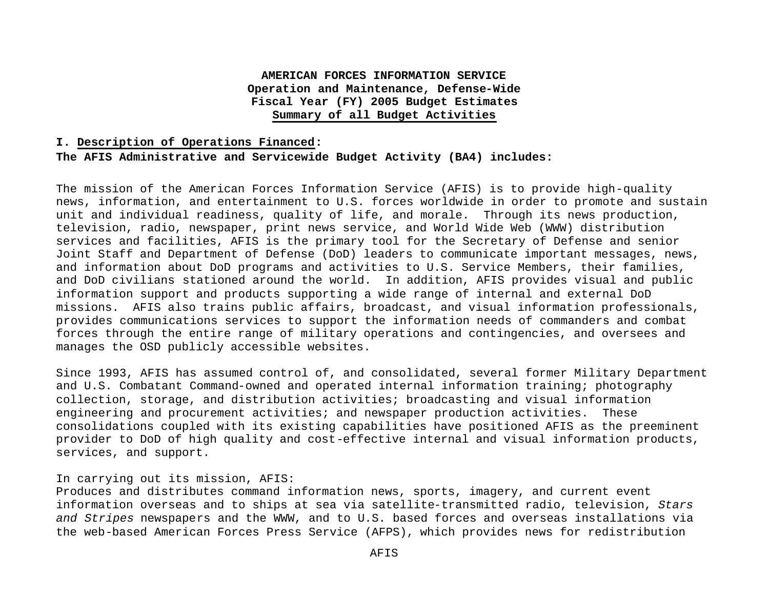**AMERICAN FORCES INFORMATION SERVICE**
**Operation and Maintenance, Defense-Wide**
**Fiscal Year (FY) 2005 Budget Estimates**
**Summary of all Budget Activities**

**I. Description of Operations Financed:**
**The AFIS Administrative and Servicewide Budget Activity (BA4) includes:**

The mission of the American Forces Information Service (AFIS) is to provide high-quality news, information, and entertainment to U.S. forces worldwide in order to promote and sustain unit and individual readiness, quality of life, and morale. Through its news production, television, radio, newspaper, print news service, and World Wide Web (WWW) distribution services and facilities, AFIS is the primary tool for the Secretary of Defense and senior Joint Staff and Department of Defense (DoD) leaders to communicate important messages, news, and information about DoD programs and activities to U.S. Service Members, their families, and DoD civilians stationed around the world. In addition, AFIS provides visual and public information support and products supporting a wide range of internal and external DoD missions. AFIS also trains public affairs, broadcast, and visual information professionals, provides communications services to support the information needs of commanders and combat forces through the entire range of military operations and contingencies, and oversees and manages the OSD publicly accessible websites.

Since 1993, AFIS has assumed control of, and consolidated, several former Military Department and U.S. Combatant Command-owned and operated internal information training; photography collection, storage, and distribution activities; broadcasting and visual information engineering and procurement activities; and newspaper production activities. These consolidations coupled with its existing capabilities have positioned AFIS as the preeminent provider to DoD of high quality and cost-effective internal and visual information products, services, and support.

In carrying out its mission, AFIS:
Produces and distributes command information news, sports, imagery, and current event information overseas and to ships at sea via satellite-transmitted radio, television, *Stars and Stripes* newspapers and the WWW, and to U.S. based forces and overseas installations via the web-based American Forces Press Service (AFPS), which provides news for redistribution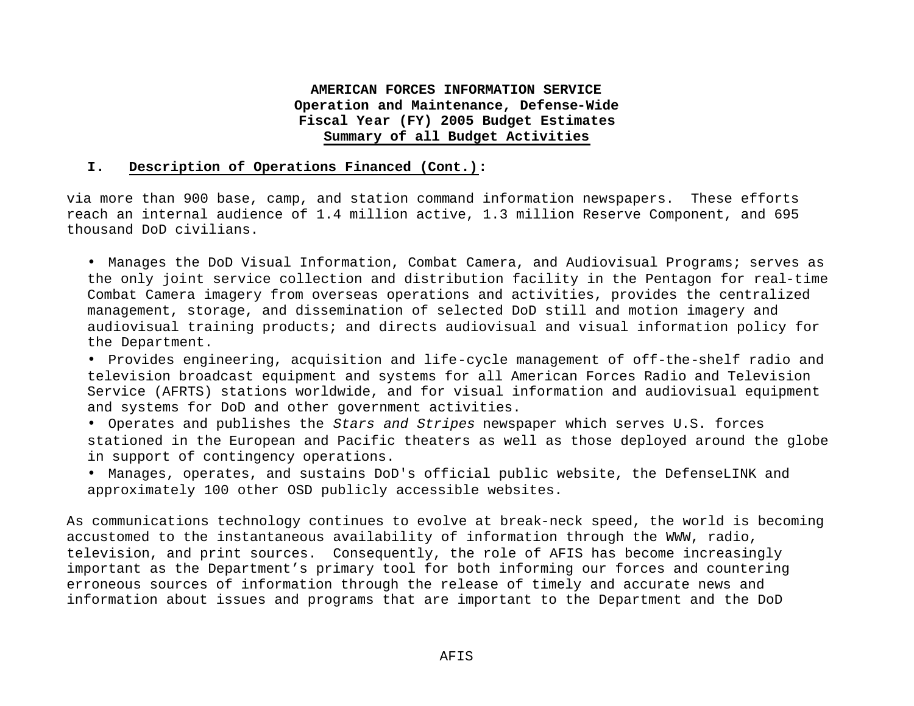**AMERICAN FORCES INFORMATION SERVICE**
**Operation and Maintenance, Defense-Wide**
**Fiscal Year (FY) 2005 Budget Estimates**
**Summary of all Budget Activities**

**I. Description of Operations Financed (Cont.):**

via more than 900 base, camp, and station command information newspapers. These efforts reach an internal audience of 1.4 million active, 1.3 million Reserve Component, and 695 thousand DoD civilians.

- Manages the DoD Visual Information, Combat Camera, and Audiovisual Programs; serves as the only joint service collection and distribution facility in the Pentagon for real-time Combat Camera imagery from overseas operations and activities, provides the centralized management, storage, and dissemination of selected DoD still and motion imagery and audiovisual training products; and directs audiovisual and visual information policy for the Department.
- Provides engineering, acquisition and life-cycle management of off-the-shelf radio and television broadcast equipment and systems for all American Forces Radio and Television Service (AFRTS) stations worldwide, and for visual information and audiovisual equipment and systems for DoD and other government activities.
- Operates and publishes the *Stars and Stripes* newspaper which serves U.S. forces stationed in the European and Pacific theaters as well as those deployed around the globe in support of contingency operations.
- Manages, operates, and sustains DoD's official public website, the DefenseLINK and approximately 100 other OSD publicly accessible websites.

As communications technology continues to evolve at break-neck speed, the world is becoming accustomed to the instantaneous availability of information through the WWW, radio, television, and print sources. Consequently, the role of AFIS has become increasingly important as the Department's primary tool for both informing our forces and countering erroneous sources of information through the release of timely and accurate news and information about issues and programs that are important to the Department and the DoD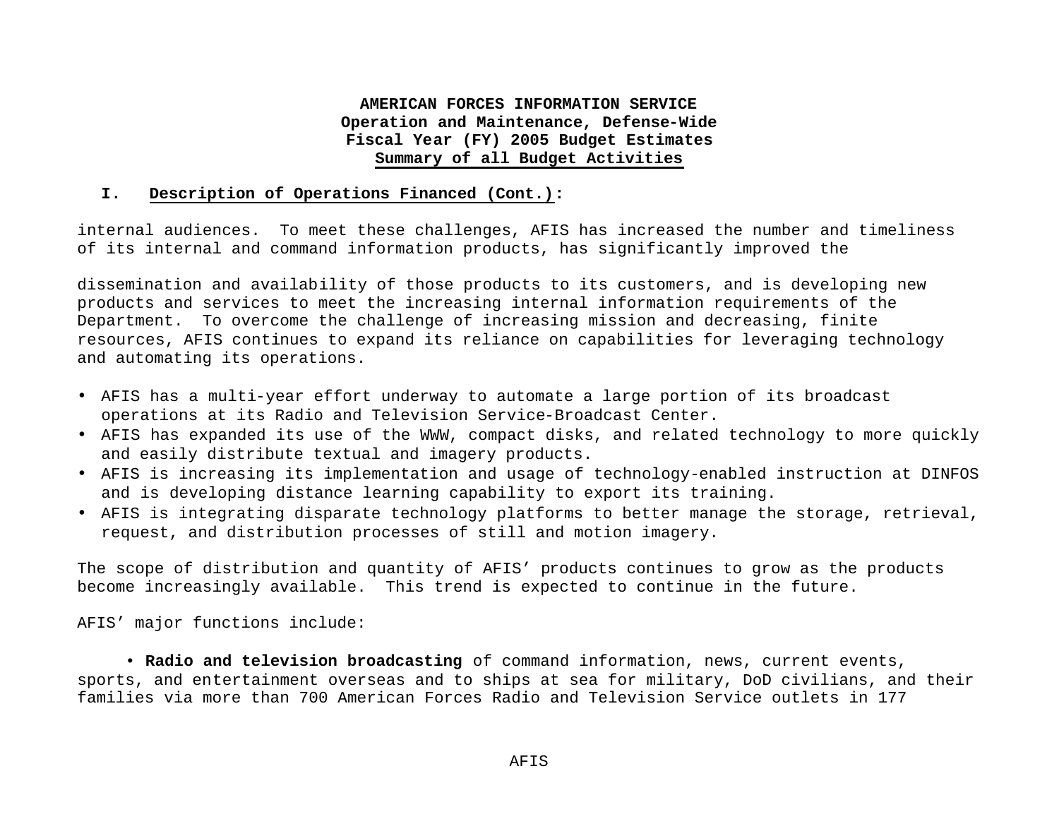**AMERICAN FORCES INFORMATION SERVICE**
**Operation and Maintenance, Defense-Wide**
**Fiscal Year (FY) 2005 Budget Estimates**
**Summary of all Budget Activities**

## I. Description of Operations Financed (Cont.):

internal audiences. To meet these challenges, AFIS has increased the number and timeliness of its internal and command information products, has significantly improved the dissemination and availability of those products to its customers, and is developing new products and services to meet the increasing internal information requirements of the Department. To overcome the challenge of increasing mission and decreasing, finite resources, AFIS continues to expand its reliance on capabilities for leveraging technology and automating its operations.

- AFIS has a multi-year effort underway to automate a large portion of its broadcast operations at its Radio and Television Service-Broadcast Center.
- AFIS has expanded its use of the WWW, compact disks, and related technology to more quickly and easily distribute textual and imagery products.
- AFIS is increasing its implementation and usage of technology-enabled instruction at DINFOS and is developing distance learning capability to export its training.
- AFIS is integrating disparate technology platforms to better manage the storage, retrieval, request, and distribution processes of still and motion imagery.

The scope of distribution and quantity of AFIS' products continues to grow as the products become increasingly available. This trend is expected to continue in the future.

AFIS' major functions include:

- **Radio and television broadcasting** of command information, news, current events, sports, and entertainment overseas and to ships at sea for military, DoD civilians, and their families via more than 700 American Forces Radio and Television Service outlets in 177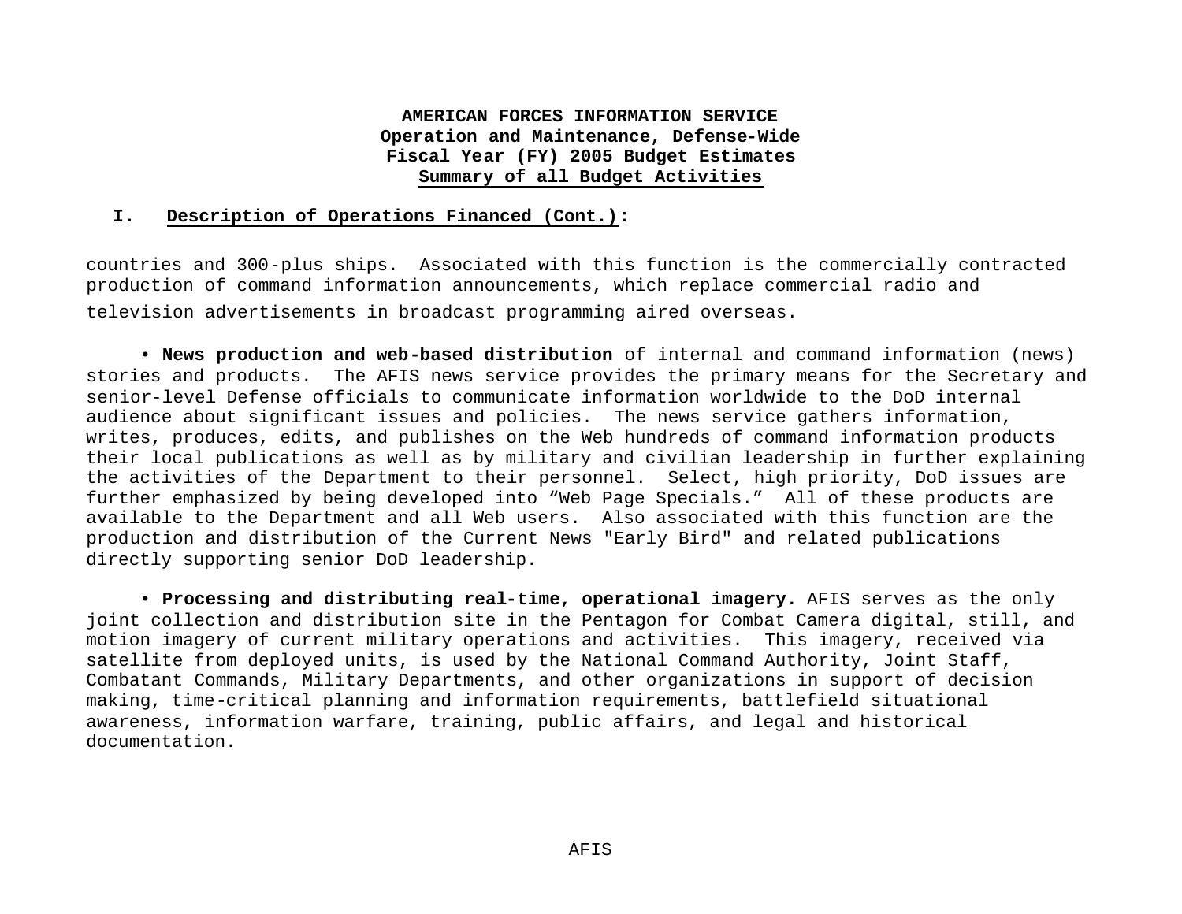**AMERICAN FORCES INFORMATION SERVICE**
**Operation and Maintenance, Defense-Wide**
**Fiscal Year (FY) 2005 Budget Estimates**
**Summary of all Budget Activities**

## I. Description of Operations Financed (Cont.):

countries and 300-plus ships. Associated with this function is the commercially contracted production of command information announcements, which replace commercial radio and television advertisements in broadcast programming aired overseas.

- **News production and web-based distribution** of internal and command information (news) stories and products. The AFIS news service provides the primary means for the Secretary and senior-level Defense officials to communicate information worldwide to the DoD internal audience about significant issues and policies. The news service gathers information, writes, produces, edits, and publishes on the Web hundreds of command information products their local publications as well as by military and civilian leadership in further explaining the activities of the Department to their personnel. Select, high priority, DoD issues are further emphasized by being developed into "Web Page Specials." All of these products are available to the Department and all Web users. Also associated with this function are the production and distribution of the Current News "Early Bird" and related publications directly supporting senior DoD leadership.

- **Processing and distributing real-time, operational imagery.** AFIS serves as the only joint collection and distribution site in the Pentagon for Combat Camera digital, still, and motion imagery of current military operations and activities. This imagery, received via satellite from deployed units, is used by the National Command Authority, Joint Staff, Combatant Commands, Military Departments, and other organizations in support of decision making, time-critical planning and information requirements, battlefield situational awareness, information warfare, training, public affairs, and legal and historical documentation.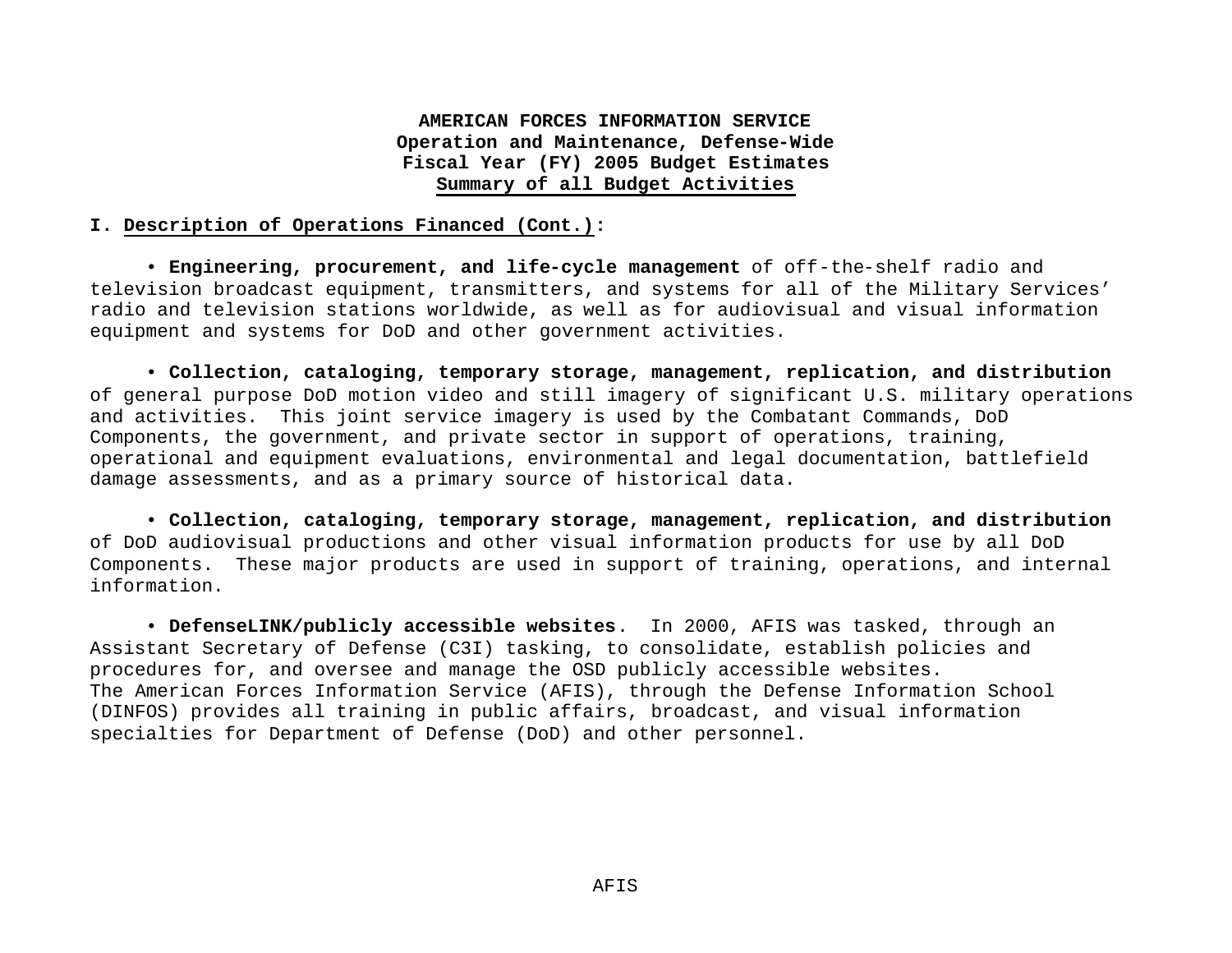**AMERICAN FORCES INFORMATION SERVICE**
**Operation and Maintenance, Defense-Wide**
**Fiscal Year (FY) 2005 Budget Estimates**
**Summary of all Budget Activities**

**I. Description of Operations Financed (Cont.):**

• **Engineering, procurement, and life-cycle management** of off-the-shelf radio and television broadcast equipment, transmitters, and systems for all of the Military Services' radio and television stations worldwide, as well as for audiovisual and visual information equipment and systems for DoD and other government activities.

• **Collection, cataloging, temporary storage, management, replication, and distribution** of general purpose DoD motion video and still imagery of significant U.S. military operations and activities. This joint service imagery is used by the Combatant Commands, DoD Components, the government, and private sector in support of operations, training, operational and equipment evaluations, environmental and legal documentation, battlefield damage assessments, and as a primary source of historical data.

• **Collection, cataloging, temporary storage, management, replication, and distribution** of DoD audiovisual productions and other visual information products for use by all DoD Components. These major products are used in support of training, operations, and internal information.

• **DefenseLINK/publicly accessible websites**. In 2000, AFIS was tasked, through an Assistant Secretary of Defense (C3I) tasking, to consolidate, establish policies and procedures for, and oversee and manage the OSD publicly accessible websites.
The American Forces Information Service (AFIS), through the Defense Information School (DINFOS) provides all training in public affairs, broadcast, and visual information specialties for Department of Defense (DoD) and other personnel.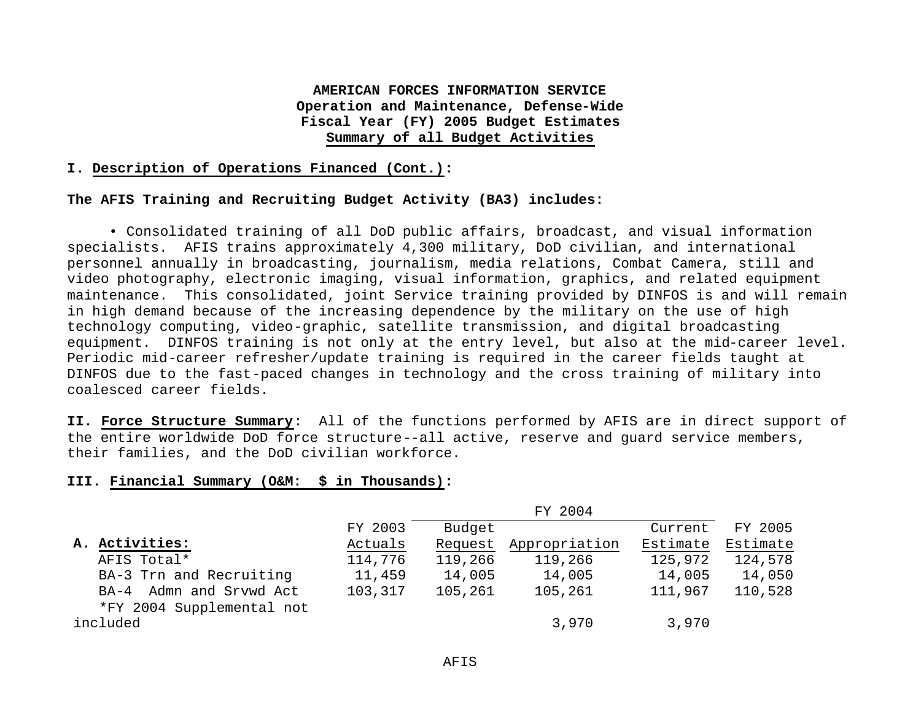**AMERICAN FORCES INFORMATION SERVICE**
**Operation and Maintenance, Defense-Wide**
**Fiscal Year (FY) 2005 Budget Estimates**
**Summary of all Budget Activities**

**I. Description of Operations Financed (Cont.):**

**The AFIS Training and Recruiting Budget Activity (BA3) includes:**

• Consolidated training of all DoD public affairs, broadcast, and visual information specialists. AFIS trains approximately 4,300 military, DoD civilian, and international personnel annually in broadcasting, journalism, media relations, Combat Camera, still and video photography, electronic imaging, visual information, graphics, and related equipment maintenance. This consolidated, joint Service training provided by DINFOS is and will remain in high demand because of the increasing dependence by the military on the use of high technology computing, video-graphic, satellite transmission, and digital broadcasting equipment. DINFOS training is not only at the entry level, but also at the mid-career level. Periodic mid-career refresher/update training is required in the career fields taught at DINFOS due to the fast-paced changes in technology and the cross training of military into coalesced career fields.

**II. Force Structure Summary**: All of the functions performed by AFIS are in direct support of the entire worldwide DoD force structure--all active, reserve and guard service members, their families, and the DoD civilian workforce.

**III. Financial Summary (O&M: $ in Thousands):**

| | | FY 2004 | | | |
|---|---|---|---|---|---|
| **A. Activities:** | FY 2003 Actuals | Budget Request | Appropriation | Current Estimate | FY 2005 Estimate |
| AFIS Total* | 114,776 | 119,266 | 119,266 | 125,972 | 124,578 |
| BA-3 Trn and Recruiting | 11,459 | 14,005 | 14,005 | 14,005 | 14,050 |
| BA-4 Admn and Srvwd Act | 103,317 | 105,261 | 105,261 | 111,967 | 110,528 |
| *FY 2004 Supplemental not included | | | 3,970 | 3,970 | |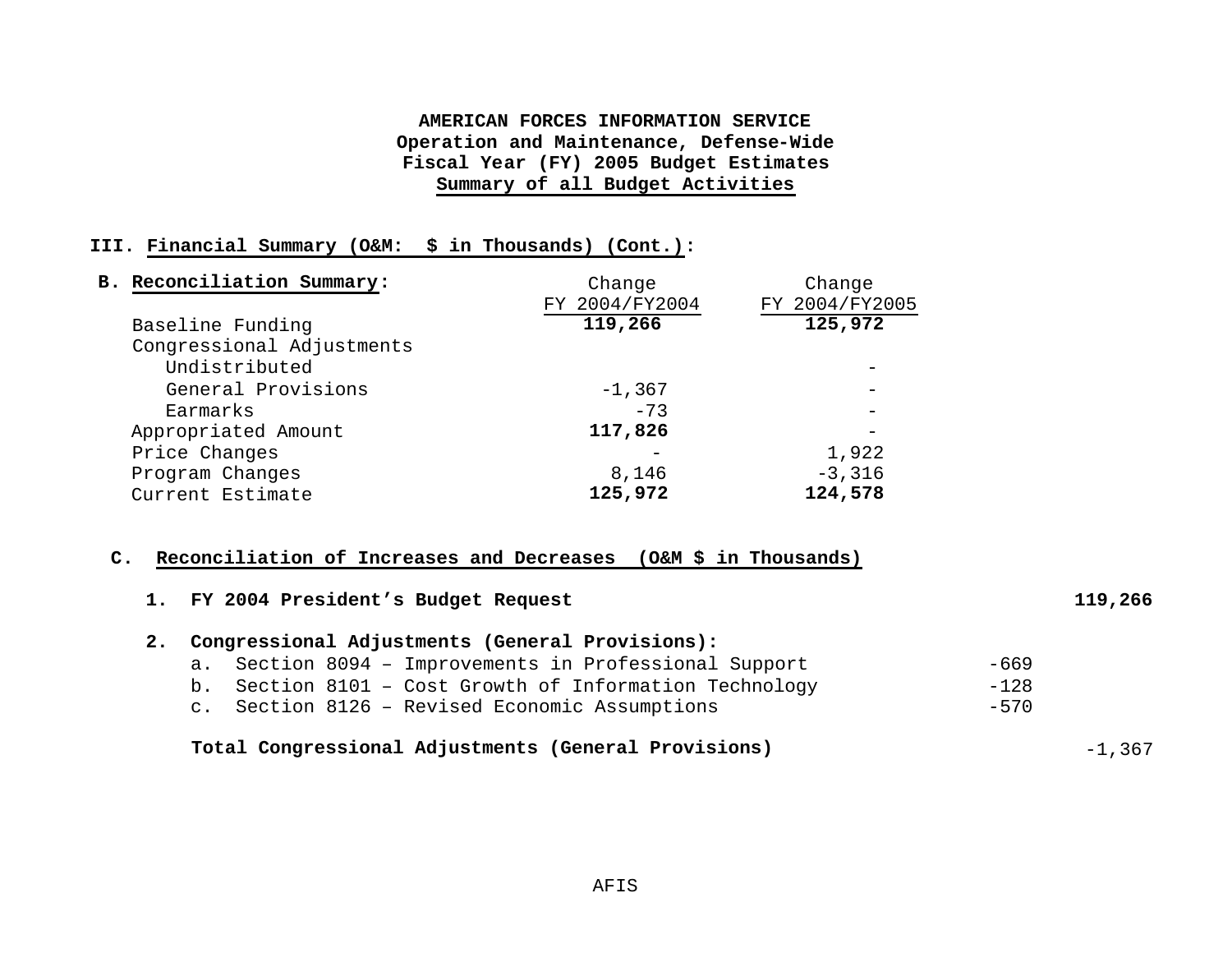**AMERICAN FORCES INFORMATION SERVICE**
**Operation and Maintenance, Defense-Wide**
**Fiscal Year (FY) 2005 Budget Estimates**
**Summary of all Budget Activities**

**III. Financial Summary (O&M: $ in Thousands) (Cont.):**

**B. Reconciliation Summary:**

| | Change FY 2004/FY2004 | Change FY 2004/FY2005 |
|---|---|---|
| Baseline Funding | **119,266** | **125,972** |
| Congressional Adjustments | | |
| Undistributed | | - |
| General Provisions | -1,367 | - |
| Earmarks | -73 | - |
| Appropriated Amount | **117,826** | - |
| Price Changes | - | 1,922 |
| Program Changes | 8,146 | -3,316 |
| Current Estimate | **125,972** | **124,578** |

**C. Reconciliation of Increases and Decreases (O&M $ in Thousands)**

| | | |
|---|---|---|
| **1. FY 2004 President's Budget Request** | | **119,266** |
| **2. Congressional Adjustments (General Provisions):** | | |
| a. Section 8094 – Improvements in Professional Support | -669 | |
| b. Section 8101 – Cost Growth of Information Technology | -128 | |
| c. Section 8126 – Revised Economic Assumptions | -570 | |
| **Total Congressional Adjustments (General Provisions)** | | -1,367 |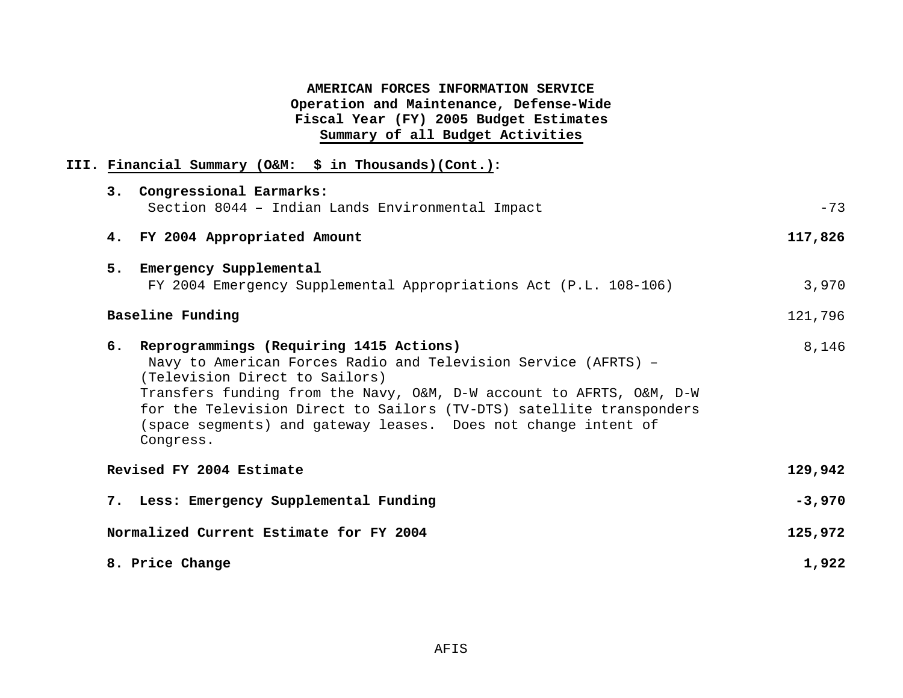**AMERICAN FORCES INFORMATION SERVICE**
**Operation and Maintenance, Defense-Wide**
**Fiscal Year (FY) 2005 Budget Estimates**
**Summary of all Budget Activities**

**III. Financial Summary (O&M: $ in Thousands)(Cont.):**

| | |
|---|---|
| **3. Congressional Earmarks:** | |
| Section 8044 – Indian Lands Environmental Impact | -73 |
| **4. FY 2004 Appropriated Amount** | **117,826** |
| **5. Emergency Supplemental** | |
| FY 2004 Emergency Supplemental Appropriations Act (P.L. 108-106) | 3,970 |
| **Baseline Funding** | 121,796 |
| **6. Reprogrammings (Requiring 1415 Actions)** | 8,146 |
| Navy to American Forces Radio and Television Service (AFRTS) – (Television Direct to Sailors) Transfers funding from the Navy, O&M, D-W account to AFRTS, O&M, D-W for the Television Direct to Sailors (TV-DTS) satellite transponders (space segments) and gateway leases. Does not change intent of Congress. | |
| **Revised FY 2004 Estimate** | **129,942** |
| **7. Less: Emergency Supplemental Funding** | **-3,970** |
| **Normalized Current Estimate for FY 2004** | **125,972** |
| **8. Price Change** | **1,922** |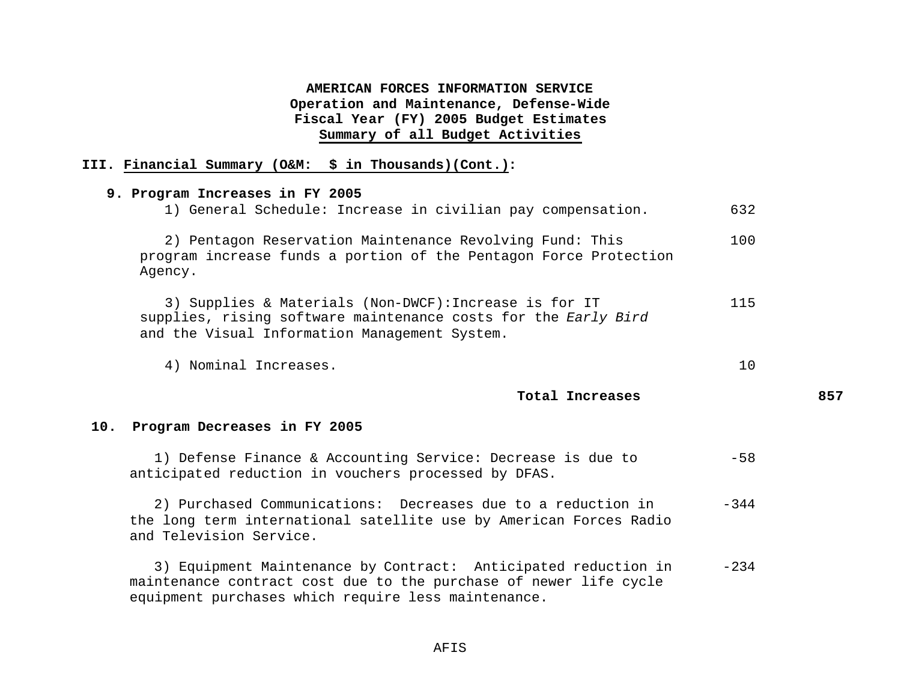**AMERICAN FORCES INFORMATION SERVICE**
**Operation and Maintenance, Defense-Wide**
**Fiscal Year (FY) 2005 Budget Estimates**
**Summary of all Budget Activities**

**III. Financial Summary (O&M: $ in Thousands)(Cont.):**

**9. Program Increases in FY 2005**

| | | |
|---|---|---|
| 1) General Schedule: Increase in civilian pay compensation. | 632 | |
| 2) Pentagon Reservation Maintenance Revolving Fund: This program increase funds a portion of the Pentagon Force Protection Agency. | 100 | |
| 3) Supplies & Materials (Non-DWCF):Increase is for IT supplies, rising software maintenance costs for the *Early Bird* and the Visual Information Management System. | 115 | |
| 4) Nominal Increases. | 10 | |
| **Total Increases** | | **857** |

**10. Program Decreases in FY 2005**

| | |
|---|---|
| 1) Defense Finance & Accounting Service: Decrease is due to anticipated reduction in vouchers processed by DFAS. | -58 |
| 2) Purchased Communications: Decreases due to a reduction in the long term international satellite use by American Forces Radio and Television Service. | -344 |
| 3) Equipment Maintenance by Contract: Anticipated reduction in maintenance contract cost due to the purchase of newer life cycle equipment purchases which require less maintenance. | -234 |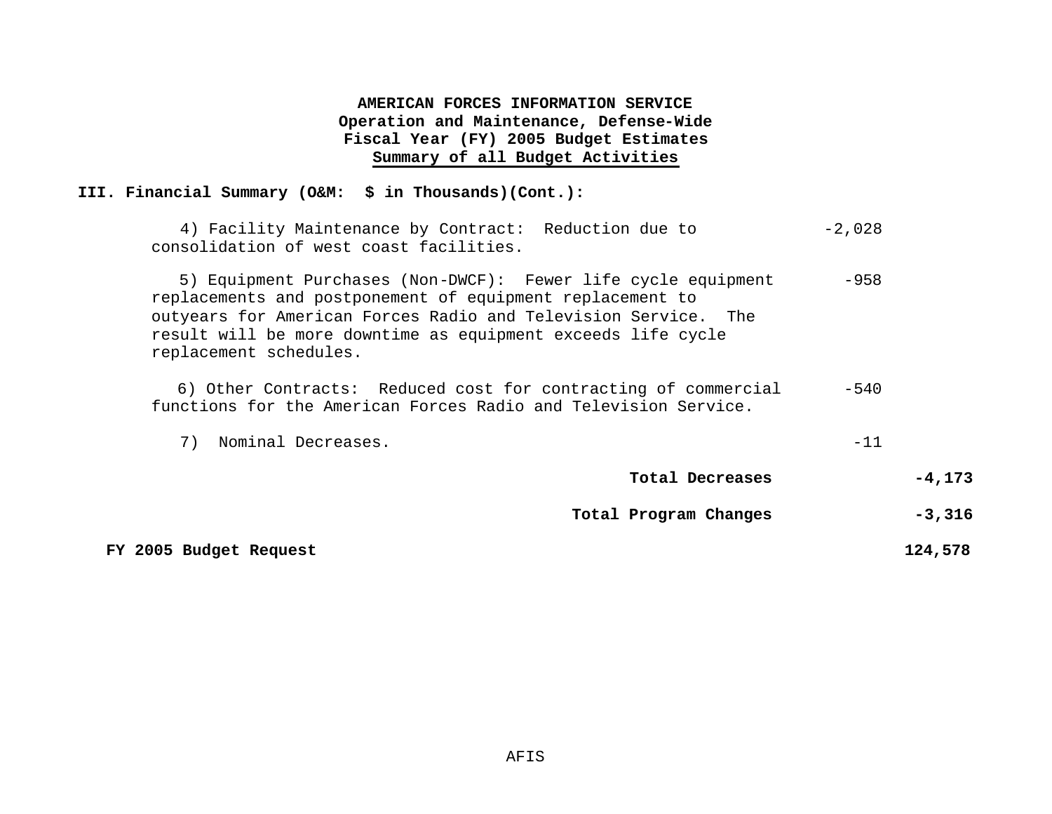**AMERICAN FORCES INFORMATION SERVICE**
**Operation and Maintenance, Defense-Wide**
**Fiscal Year (FY) 2005 Budget Estimates**
**Summary of all Budget Activities**

**III. Financial Summary (O&M: $ in Thousands)(Cont.):**

| | | |
|---|---|---|
| 4) Facility Maintenance by Contract: Reduction due to consolidation of west coast facilities. | -2,028 | |
| 5) Equipment Purchases (Non-DWCF): Fewer life cycle equipment replacements and postponement of equipment replacement to outyears for American Forces Radio and Television Service. The result will be more downtime as equipment exceeds life cycle replacement schedules. | -958 | |
| 6) Other Contracts: Reduced cost for contracting of commercial functions for the American Forces Radio and Television Service. | -540 | |
| 7) Nominal Decreases. | -11 | |
| **Total Decreases** | | **-4,173** |
| **Total Program Changes** | | **-3,316** |
| **FY 2005 Budget Request** | | **124,578** |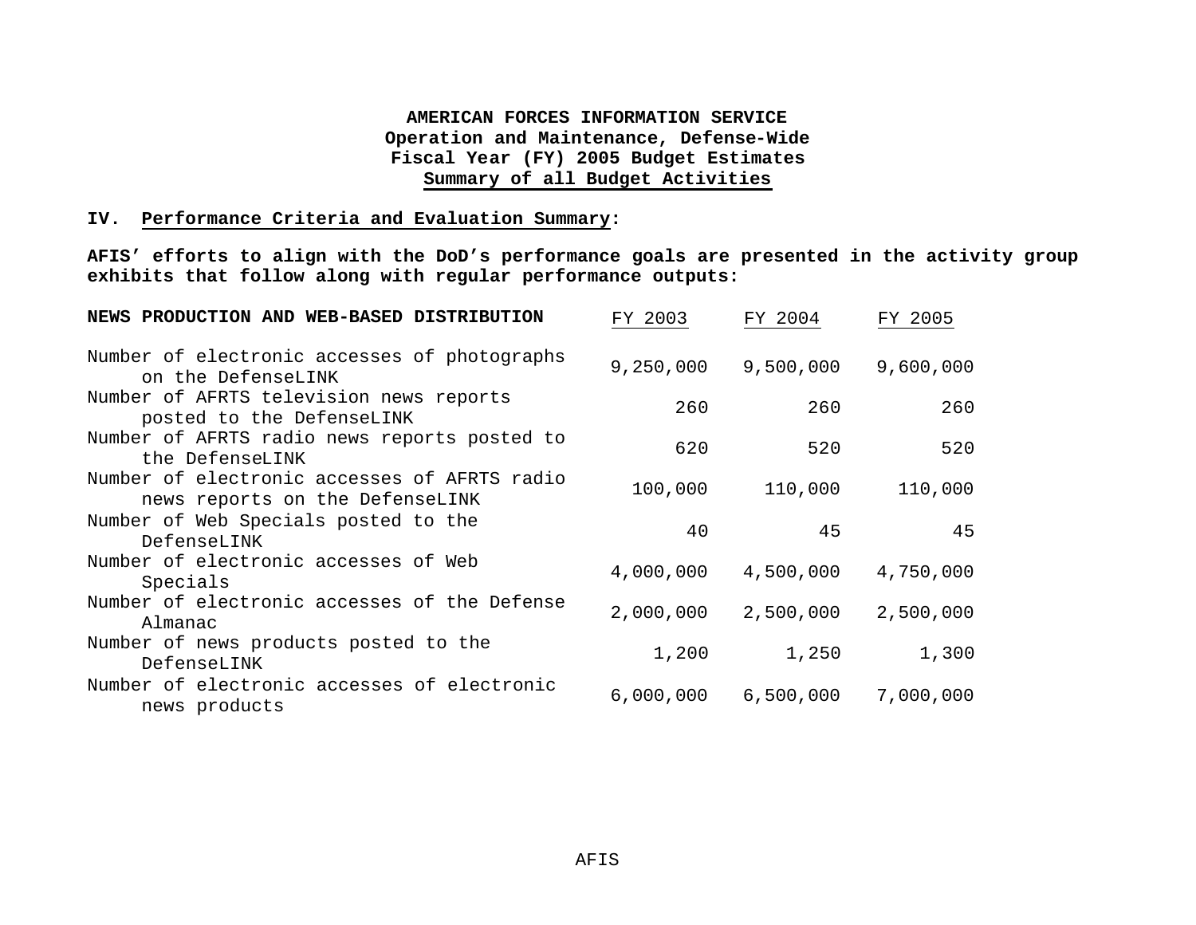**AMERICAN FORCES INFORMATION SERVICE**
**Operation and Maintenance, Defense-Wide**
**Fiscal Year (FY) 2005 Budget Estimates**
**Summary of all Budget Activities**

## IV. Performance Criteria and Evaluation Summary:

**AFIS' efforts to align with the DoD's performance goals are presented in the activity group exhibits that follow along with regular performance outputs:**

| **NEWS PRODUCTION AND WEB-BASED DISTRIBUTION** | FY 2003 | FY 2004 | FY 2005 |
|---|---|---|---|
| Number of electronic accesses of photographs on the DefenseLINK | 9,250,000 | 9,500,000 | 9,600,000 |
| Number of AFRTS television news reports posted to the DefenseLINK | 260 | 260 | 260 |
| Number of AFRTS radio news reports posted to the DefenseLINK | 620 | 520 | 520 |
| Number of electronic accesses of AFRTS radio news reports on the DefenseLINK | 100,000 | 110,000 | 110,000 |
| Number of Web Specials posted to the DefenseLINK | 40 | 45 | 45 |
| Number of electronic accesses of Web Specials | 4,000,000 | 4,500,000 | 4,750,000 |
| Number of electronic accesses of the Defense Almanac | 2,000,000 | 2,500,000 | 2,500,000 |
| Number of news products posted to the DefenseLINK | 1,200 | 1,250 | 1,300 |
| Number of electronic accesses of electronic news products | 6,000,000 | 6,500,000 | 7,000,000 |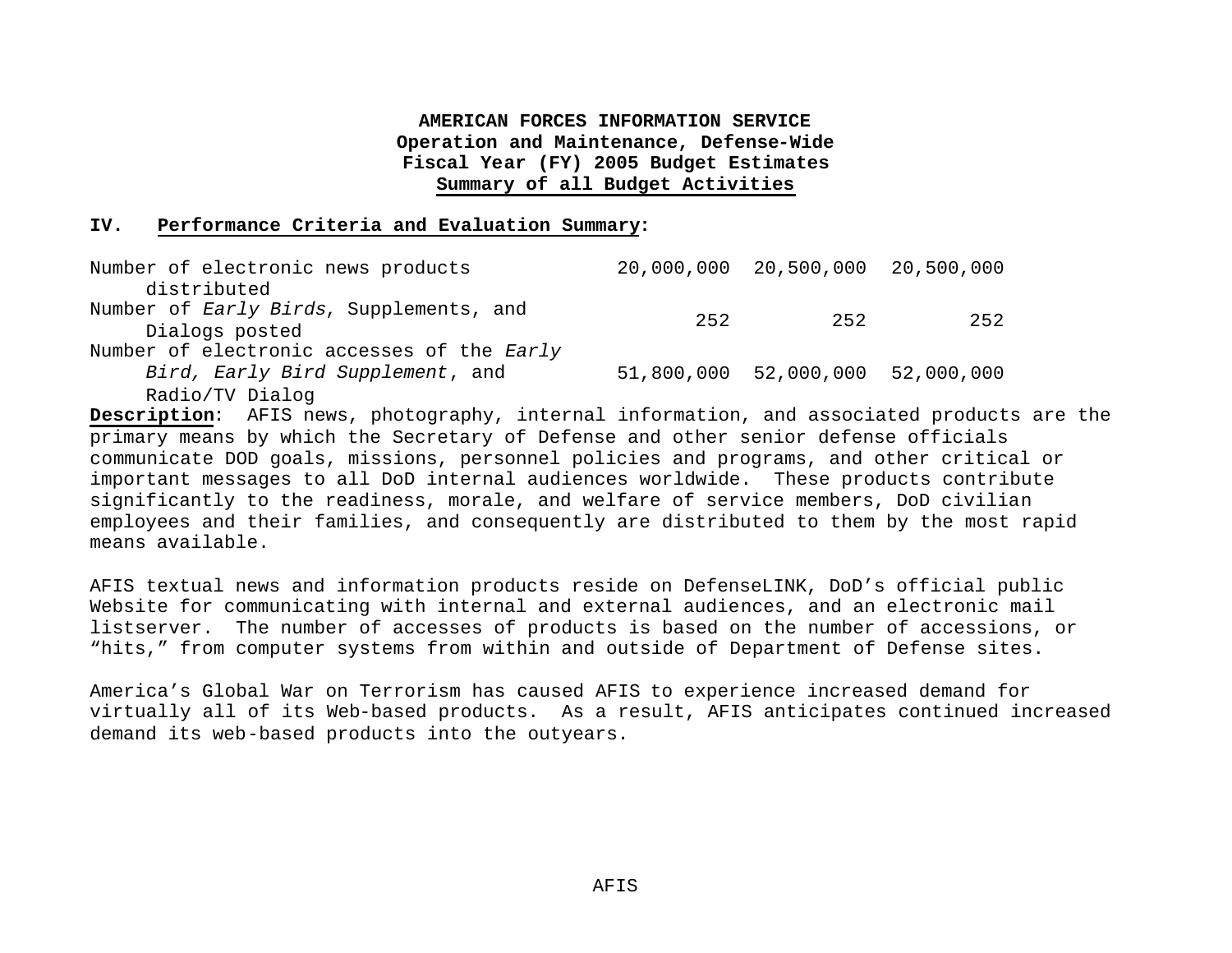**AMERICAN FORCES INFORMATION SERVICE**
**Operation and Maintenance, Defense-Wide**
**Fiscal Year (FY) 2005 Budget Estimates**
**Summary of all Budget Activities**

## IV. Performance Criteria and Evaluation Summary:

| | | | |
|---|---|---|---|
| Number of electronic news products distributed | 20,000,000 | 20,500,000 | 20,500,000 |
| Number of *Early Birds*, Supplements, and Dialogs posted | 252 | 252 | 252 |
| Number of electronic accesses of the *Early Bird, Early Bird Supplement*, and Radio/TV Dialog | 51,800,000 | 52,000,000 | 52,000,000 |

**Description**: AFIS news, photography, internal information, and associated products are the primary means by which the Secretary of Defense and other senior defense officials communicate DOD goals, missions, personnel policies and programs, and other critical or important messages to all DoD internal audiences worldwide. These products contribute significantly to the readiness, morale, and welfare of service members, DoD civilian employees and their families, and consequently are distributed to them by the most rapid means available.

AFIS textual news and information products reside on DefenseLINK, DoD's official public Website for communicating with internal and external audiences, and an electronic mail listserver. The number of accesses of products is based on the number of accessions, or "hits," from computer systems from within and outside of Department of Defense sites.

America's Global War on Terrorism has caused AFIS to experience increased demand for virtually all of its Web-based products. As a result, AFIS anticipates continued increased demand its web-based products into the outyears.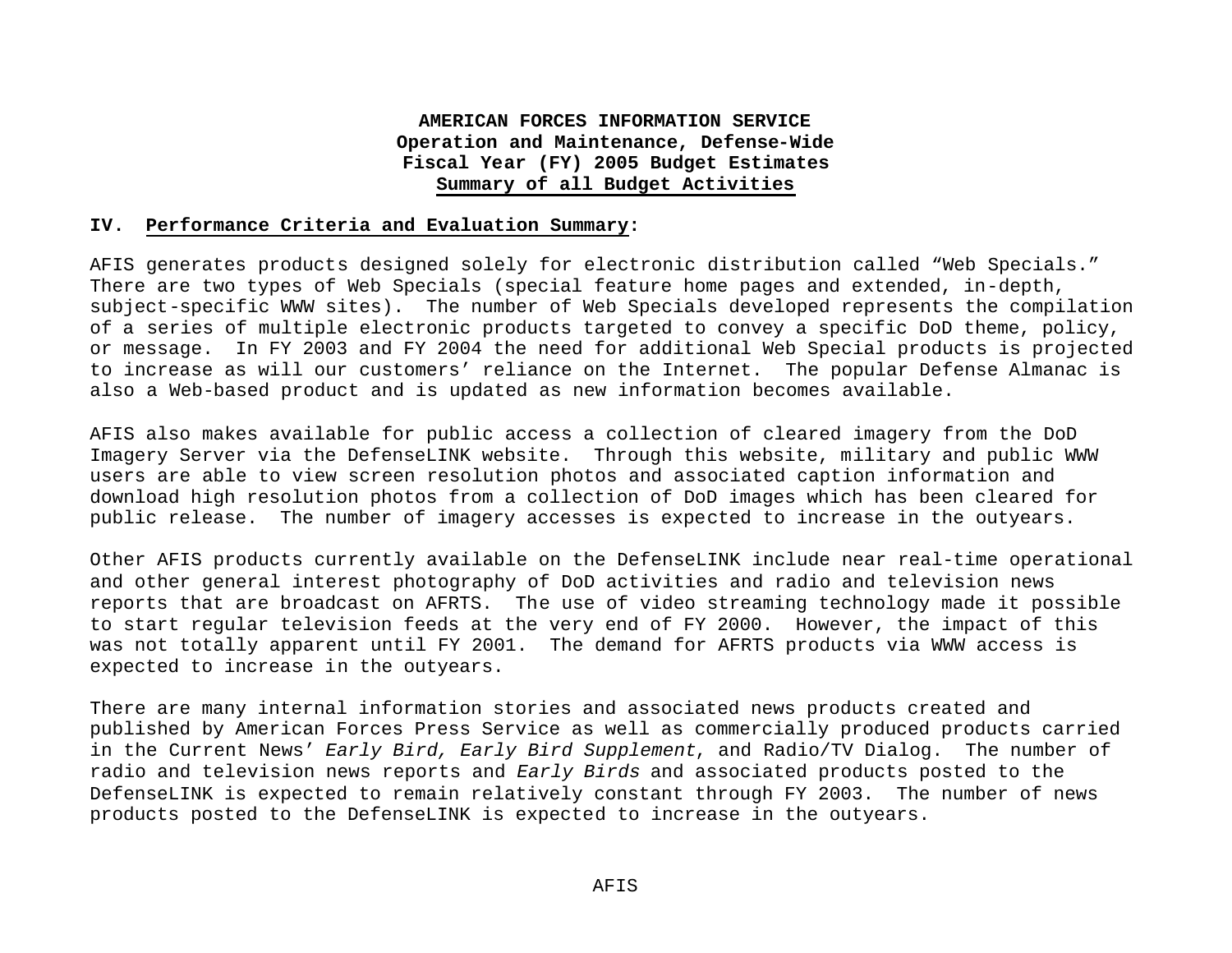**AMERICAN FORCES INFORMATION SERVICE**
**Operation and Maintenance, Defense-Wide**
**Fiscal Year (FY) 2005 Budget Estimates**
**Summary of all Budget Activities**

## IV. Performance Criteria and Evaluation Summary:

AFIS generates products designed solely for electronic distribution called "Web Specials." There are two types of Web Specials (special feature home pages and extended, in-depth, subject-specific WWW sites). The number of Web Specials developed represents the compilation of a series of multiple electronic products targeted to convey a specific DoD theme, policy, or message. In FY 2003 and FY 2004 the need for additional Web Special products is projected to increase as will our customers' reliance on the Internet. The popular Defense Almanac is also a Web-based product and is updated as new information becomes available.

AFIS also makes available for public access a collection of cleared imagery from the DoD Imagery Server via the DefenseLINK website. Through this website, military and public WWW users are able to view screen resolution photos and associated caption information and download high resolution photos from a collection of DoD images which has been cleared for public release. The number of imagery accesses is expected to increase in the outyears.

Other AFIS products currently available on the DefenseLINK include near real-time operational and other general interest photography of DoD activities and radio and television news reports that are broadcast on AFRTS. The use of video streaming technology made it possible to start regular television feeds at the very end of FY 2000. However, the impact of this was not totally apparent until FY 2001. The demand for AFRTS products via WWW access is expected to increase in the outyears.

There are many internal information stories and associated news products created and published by American Forces Press Service as well as commercially produced products carried in the Current News' *Early Bird, Early Bird Supplement*, and Radio/TV Dialog. The number of radio and television news reports and *Early Birds* and associated products posted to the DefenseLINK is expected to remain relatively constant through FY 2003. The number of news products posted to the DefenseLINK is expected to increase in the outyears.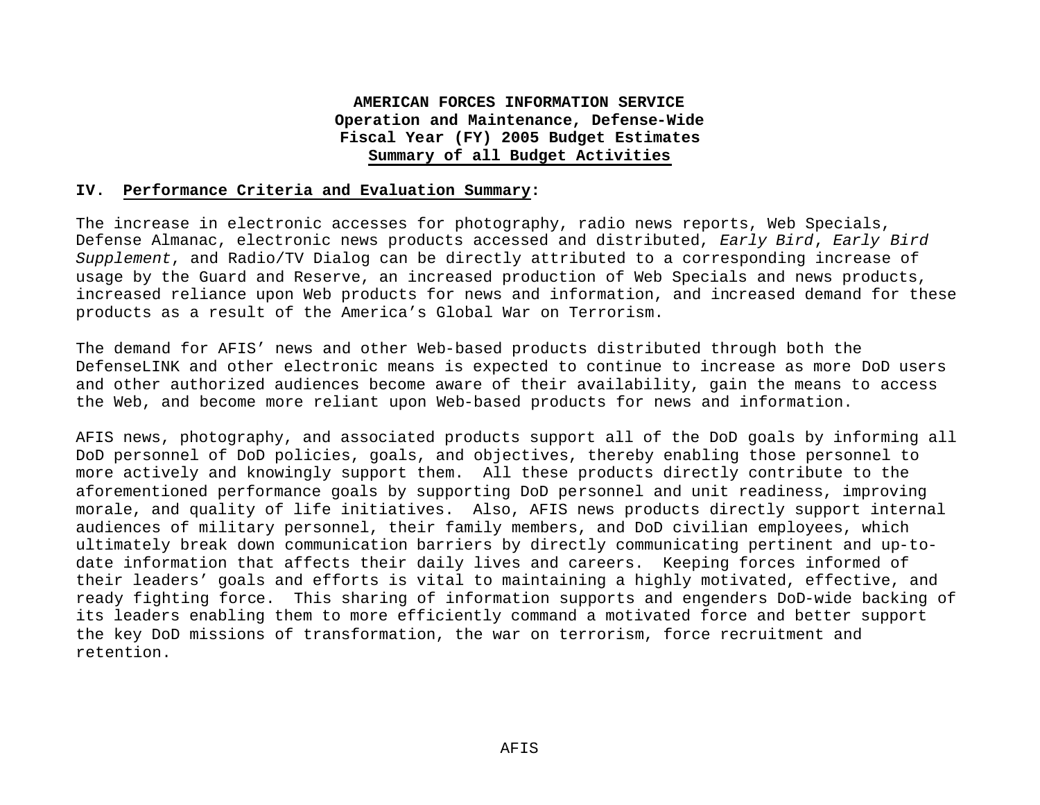**AMERICAN FORCES INFORMATION SERVICE**
**Operation and Maintenance, Defense-Wide**
**Fiscal Year (FY) 2005 Budget Estimates**
**Summary of all Budget Activities**

## IV. Performance Criteria and Evaluation Summary:

The increase in electronic accesses for photography, radio news reports, Web Specials, Defense Almanac, electronic news products accessed and distributed, *Early Bird*, *Early Bird Supplement*, and Radio/TV Dialog can be directly attributed to a corresponding increase of usage by the Guard and Reserve, an increased production of Web Specials and news products, increased reliance upon Web products for news and information, and increased demand for these products as a result of the America's Global War on Terrorism.

The demand for AFIS' news and other Web-based products distributed through both the DefenseLINK and other electronic means is expected to continue to increase as more DoD users and other authorized audiences become aware of their availability, gain the means to access the Web, and become more reliant upon Web-based products for news and information.

AFIS news, photography, and associated products support all of the DoD goals by informing all DoD personnel of DoD policies, goals, and objectives, thereby enabling those personnel to more actively and knowingly support them. All these products directly contribute to the aforementioned performance goals by supporting DoD personnel and unit readiness, improving morale, and quality of life initiatives. Also, AFIS news products directly support internal audiences of military personnel, their family members, and DoD civilian employees, which ultimately break down communication barriers by directly communicating pertinent and up-to-date information that affects their daily lives and careers. Keeping forces informed of their leaders' goals and efforts is vital to maintaining a highly motivated, effective, and ready fighting force. This sharing of information supports and engenders DoD-wide backing of its leaders enabling them to more efficiently command a motivated force and better support the key DoD missions of transformation, the war on terrorism, force recruitment and retention.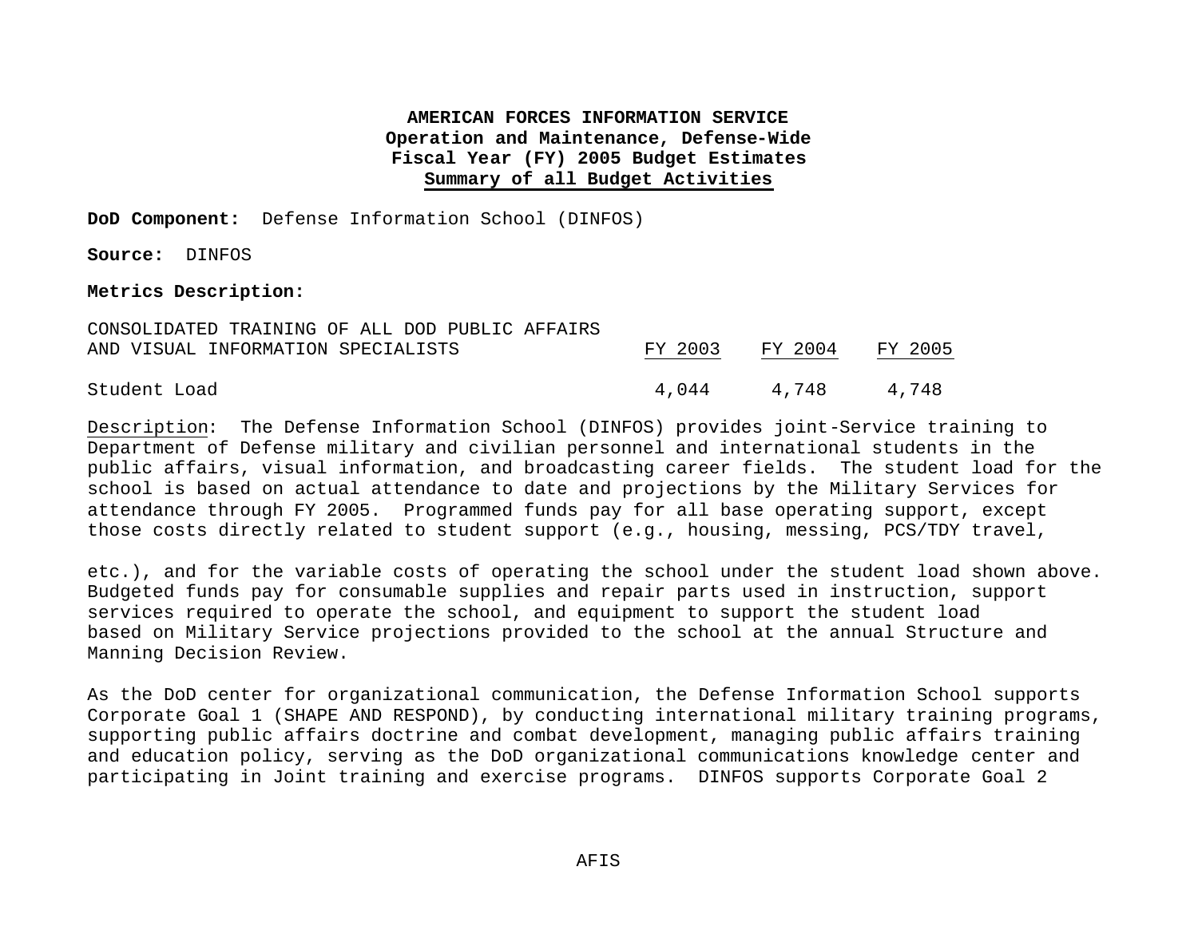**AMERICAN FORCES INFORMATION SERVICE**
**Operation and Maintenance, Defense-Wide**
**Fiscal Year (FY) 2005 Budget Estimates**
**Summary of all Budget Activities**

**DoD Component:** Defense Information School (DINFOS)

**Source:** DINFOS

**Metrics Description:**

| CONSOLIDATED TRAINING OF ALL DOD PUBLIC AFFAIRS AND VISUAL INFORMATION SPECIALISTS | FY 2003 | FY 2004 | FY 2005 |
|---|---|---|---|
| Student Load | 4,044 | 4,748 | 4,748 |

Description: The Defense Information School (DINFOS) provides joint-Service training to Department of Defense military and civilian personnel and international students in the public affairs, visual information, and broadcasting career fields. The student load for the school is based on actual attendance to date and projections by the Military Services for attendance through FY 2005. Programmed funds pay for all base operating support, except those costs directly related to student support (e.g., housing, messing, PCS/TDY travel, etc.), and for the variable costs of operating the school under the student load shown above. Budgeted funds pay for consumable supplies and repair parts used in instruction, support services required to operate the school, and equipment to support the student load based on Military Service projections provided to the school at the annual Structure and Manning Decision Review.

As the DoD center for organizational communication, the Defense Information School supports Corporate Goal 1 (SHAPE AND RESPOND), by conducting international military training programs, supporting public affairs doctrine and combat development, managing public affairs training and education policy, serving as the DoD organizational communications knowledge center and participating in Joint training and exercise programs. DINFOS supports Corporate Goal 2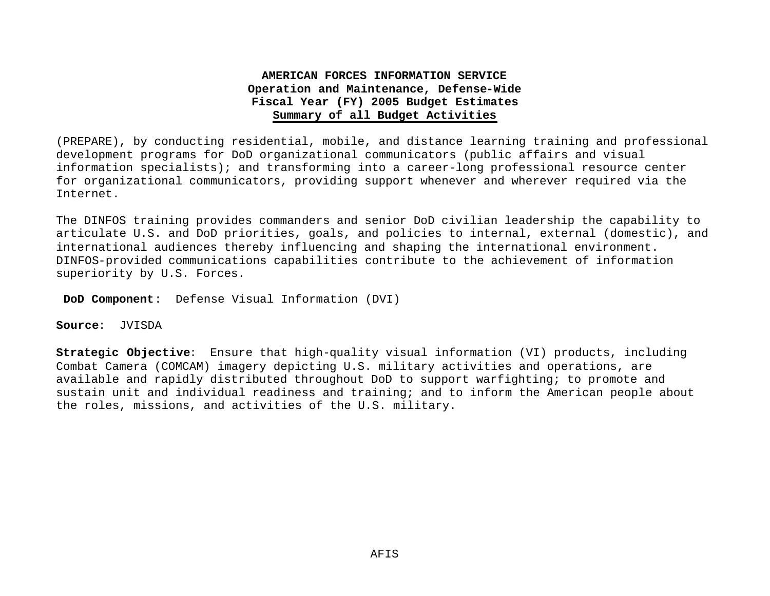**AMERICAN FORCES INFORMATION SERVICE**
**Operation and Maintenance, Defense-Wide**
**Fiscal Year (FY) 2005 Budget Estimates**
**Summary of all Budget Activities**

(PREPARE), by conducting residential, mobile, and distance learning training and professional development programs for DoD organizational communicators (public affairs and visual information specialists); and transforming into a career-long professional resource center for organizational communicators, providing support whenever and wherever required via the Internet.

The DINFOS training provides commanders and senior DoD civilian leadership the capability to articulate U.S. and DoD priorities, goals, and policies to internal, external (domestic), and international audiences thereby influencing and shaping the international environment. DINFOS-provided communications capabilities contribute to the achievement of information superiority by U.S. Forces.

**DoD Component**: Defense Visual Information (DVI)

**Source**: JVISDA

**Strategic Objective**: Ensure that high-quality visual information (VI) products, including Combat Camera (COMCAM) imagery depicting U.S. military activities and operations, are available and rapidly distributed throughout DoD to support warfighting; to promote and sustain unit and individual readiness and training; and to inform the American people about the roles, missions, and activities of the U.S. military.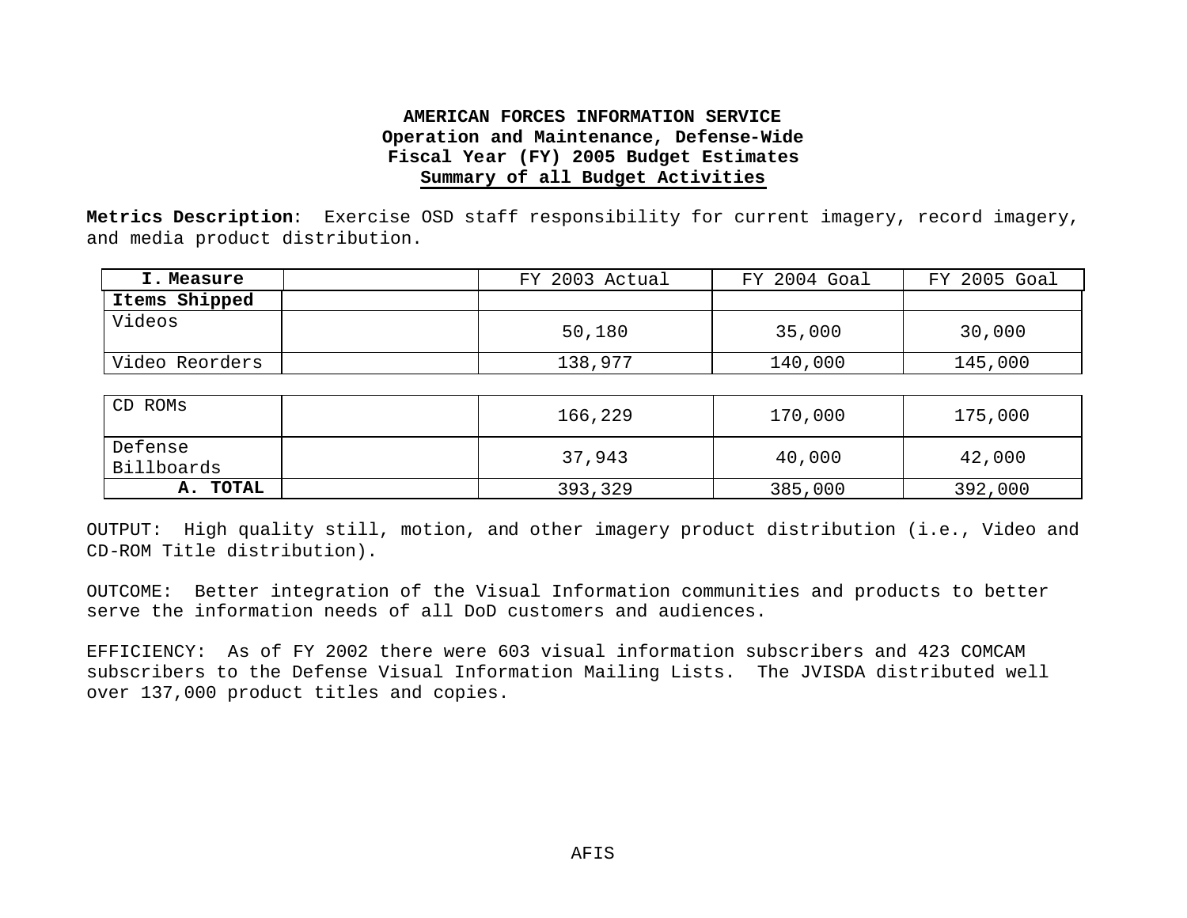**AMERICAN FORCES INFORMATION SERVICE**
**Operation and Maintenance, Defense-Wide**
**Fiscal Year (FY) 2005 Budget Estimates**
**Summary of all Budget Activities**

**Metrics Description**: Exercise OSD staff responsibility for current imagery, record imagery, and media product distribution.

| I. Measure | | FY 2003 Actual | FY 2004 Goal | FY 2005 Goal |
|---|---|---|---|---|
| **Items Shipped** | | | | |
| Videos | | 50,180 | 35,000 | 30,000 |
| Video Reorders | | 138,977 | 140,000 | 145,000 |
| CD ROMs | | 166,229 | 170,000 | 175,000 |
| Defense Billboards | | 37,943 | 40,000 | 42,000 |
| **A. TOTAL** | | 393,329 | 385,000 | 392,000 |

OUTPUT: High quality still, motion, and other imagery product distribution (i.e., Video and CD-ROM Title distribution).

OUTCOME: Better integration of the Visual Information communities and products to better serve the information needs of all DoD customers and audiences.

EFFICIENCY: As of FY 2002 there were 603 visual information subscribers and 423 COMCAM subscribers to the Defense Visual Information Mailing Lists. The JVISDA distributed well over 137,000 product titles and copies.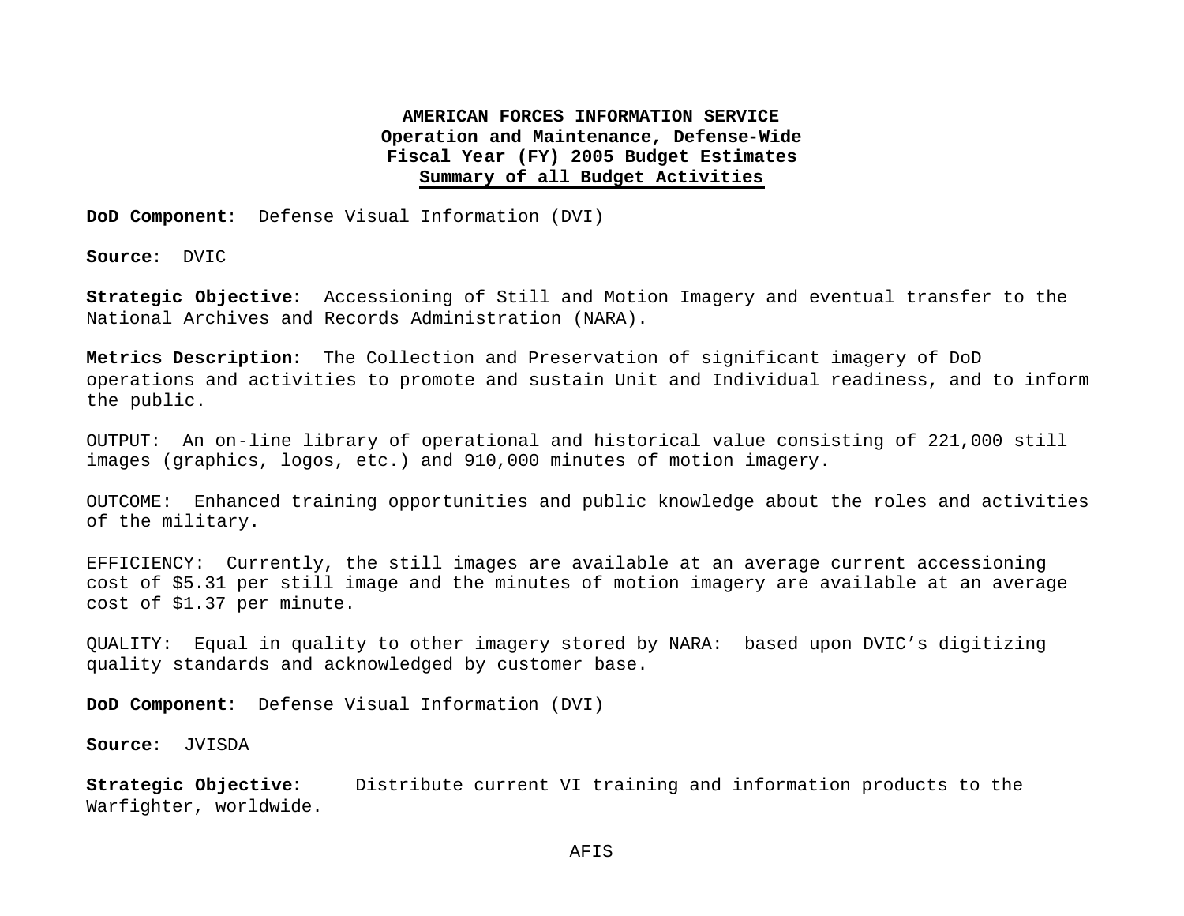**AMERICAN FORCES INFORMATION SERVICE**
**Operation and Maintenance, Defense-Wide**
**Fiscal Year (FY) 2005 Budget Estimates**
**Summary of all Budget Activities**

**DoD Component**: Defense Visual Information (DVI)

**Source**: DVIC

**Strategic Objective**: Accessioning of Still and Motion Imagery and eventual transfer to the National Archives and Records Administration (NARA).

**Metrics Description**: The Collection and Preservation of significant imagery of DoD operations and activities to promote and sustain Unit and Individual readiness, and to inform the public.

OUTPUT: An on-line library of operational and historical value consisting of 221,000 still images (graphics, logos, etc.) and 910,000 minutes of motion imagery.

OUTCOME: Enhanced training opportunities and public knowledge about the roles and activities of the military.

EFFICIENCY: Currently, the still images are available at an average current accessioning cost of $5.31 per still image and the minutes of motion imagery are available at an average cost of $1.37 per minute.

QUALITY: Equal in quality to other imagery stored by NARA: based upon DVIC's digitizing quality standards and acknowledged by customer base.

**DoD Component**: Defense Visual Information (DVI)

**Source**: JVISDA

**Strategic Objective**: Distribute current VI training and information products to the Warfighter, worldwide.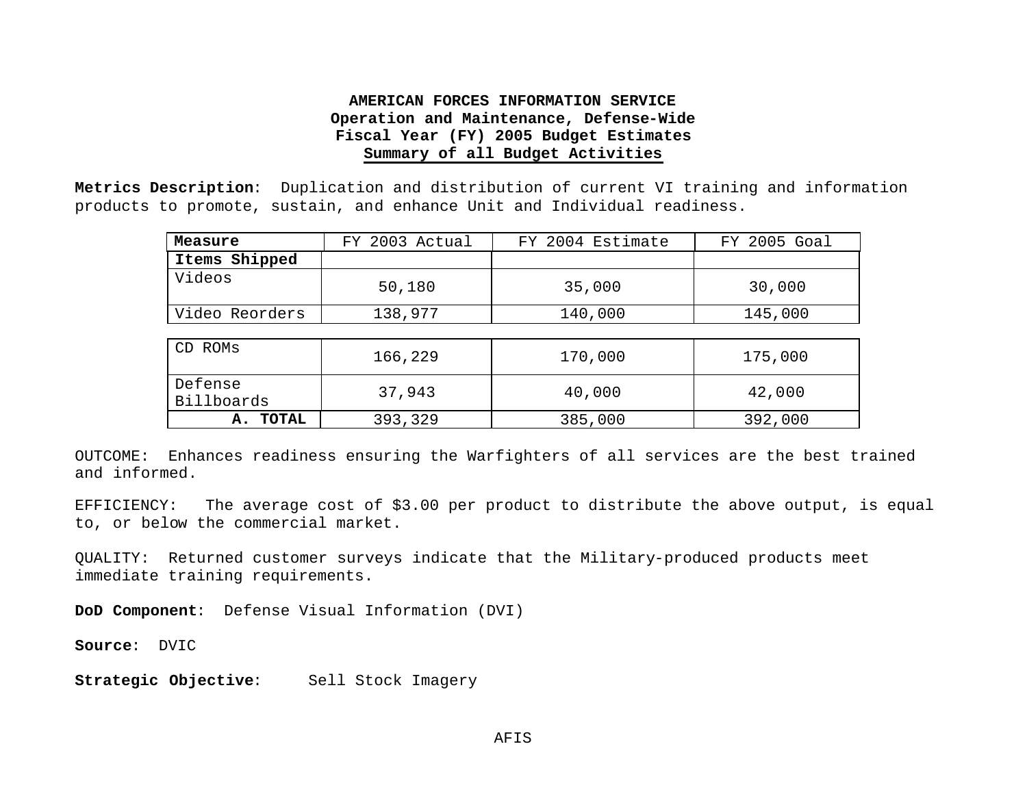**AMERICAN FORCES INFORMATION SERVICE**
**Operation and Maintenance, Defense-Wide**
**Fiscal Year (FY) 2005 Budget Estimates**
**Summary of all Budget Activities**

**Metrics Description**: Duplication and distribution of current VI training and information products to promote, sustain, and enhance Unit and Individual readiness.

| Measure | FY 2003 Actual | FY 2004 Estimate | FY 2005 Goal |
|---|---|---|---|
| **Items Shipped** | | | |
| Videos | 50,180 | 35,000 | 30,000 |
| Video Reorders | 138,977 | 140,000 | 145,000 |
| CD ROMs | 166,229 | 170,000 | 175,000 |
| Defense Billboards | 37,943 | 40,000 | 42,000 |
| **A. TOTAL** | 393,329 | 385,000 | 392,000 |

OUTCOME: Enhances readiness ensuring the Warfighters of all services are the best trained and informed.

EFFICIENCY: The average cost of $3.00 per product to distribute the above output, is equal to, or below the commercial market.

QUALITY: Returned customer surveys indicate that the Military-produced products meet immediate training requirements.

**DoD Component**: Defense Visual Information (DVI)

**Source**: DVIC

**Strategic Objective**: Sell Stock Imagery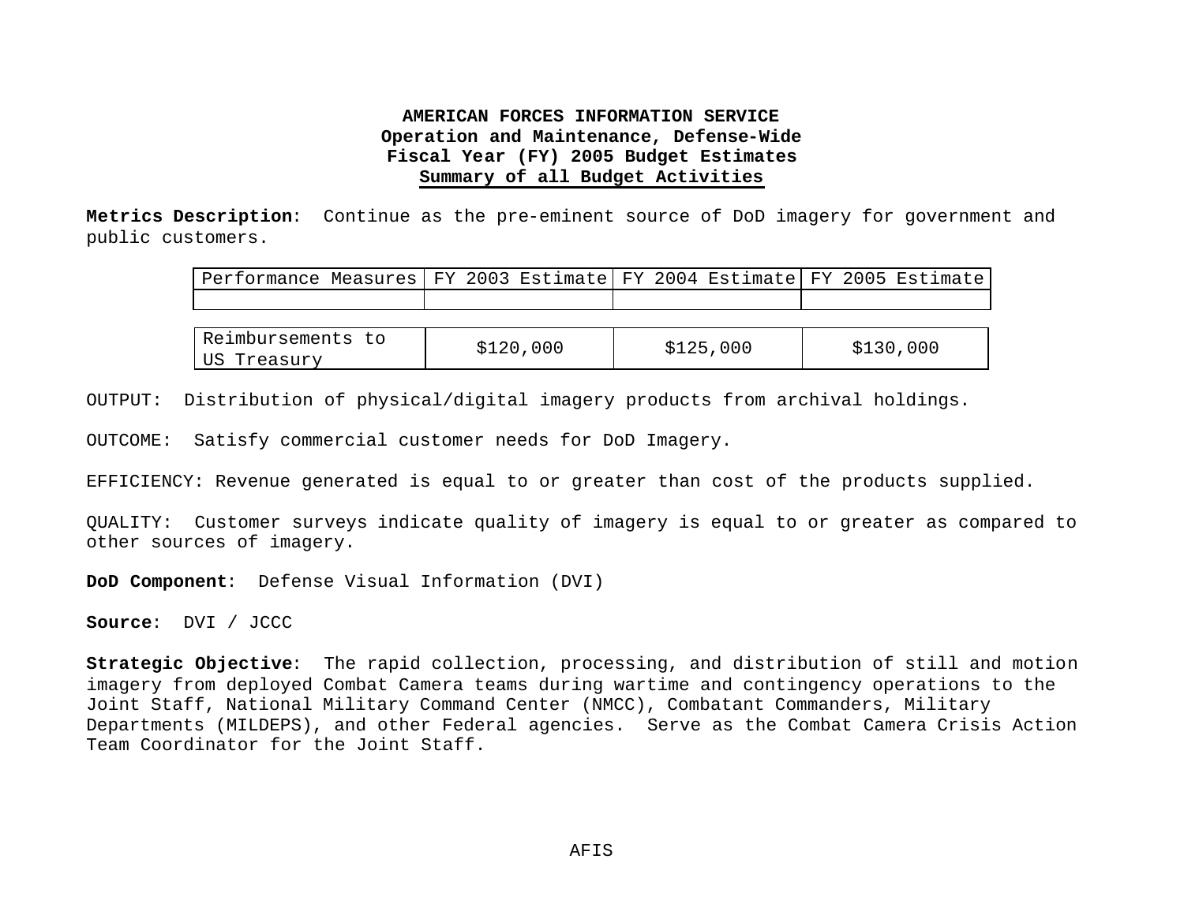**AMERICAN FORCES INFORMATION SERVICE**
**Operation and Maintenance, Defense-Wide**
**Fiscal Year (FY) 2005 Budget Estimates**
**Summary of all Budget Activities**

**Metrics Description**: Continue as the pre-eminent source of DoD imagery for government and public customers.

| Performance Measures | FY 2003 Estimate | FY 2004 Estimate | FY 2005 Estimate |
|---|---|---|---|
| | | | |
| Reimbursements to US Treasury | $120,000 | $125,000 | $130,000 |

OUTPUT: Distribution of physical/digital imagery products from archival holdings.

OUTCOME: Satisfy commercial customer needs for DoD Imagery.

EFFICIENCY: Revenue generated is equal to or greater than cost of the products supplied.

QUALITY: Customer surveys indicate quality of imagery is equal to or greater as compared to other sources of imagery.

**DoD Component**: Defense Visual Information (DVI)

**Source**: DVI / JCCC

**Strategic Objective**: The rapid collection, processing, and distribution of still and motion imagery from deployed Combat Camera teams during wartime and contingency operations to the Joint Staff, National Military Command Center (NMCC), Combatant Commanders, Military Departments (MILDEPS), and other Federal agencies. Serve as the Combat Camera Crisis Action Team Coordinator for the Joint Staff.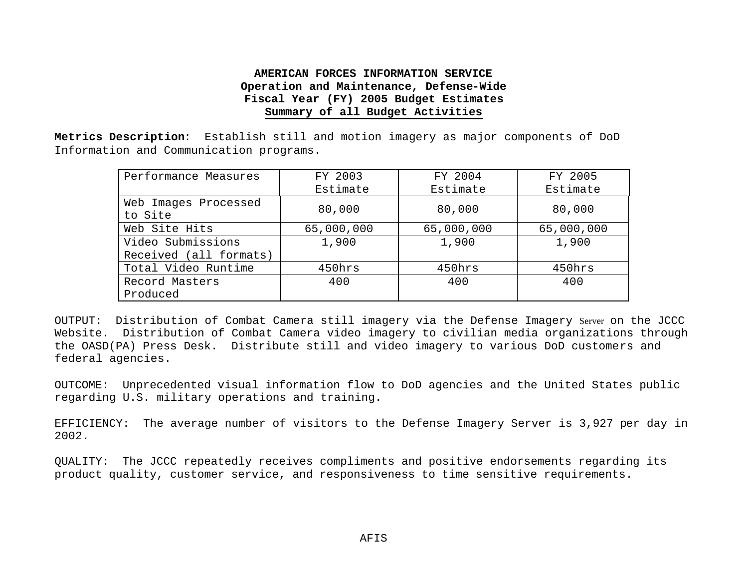**AMERICAN FORCES INFORMATION SERVICE**
**Operation and Maintenance, Defense-Wide**
**Fiscal Year (FY) 2005 Budget Estimates**
**Summary of all Budget Activities**

**Metrics Description**: Establish still and motion imagery as major components of DoD Information and Communication programs.

| Performance Measures | FY 2003 Estimate | FY 2004 Estimate | FY 2005 Estimate |
|---|---|---|---|
| Web Images Processed to Site | 80,000 | 80,000 | 80,000 |
| Web Site Hits | 65,000,000 | 65,000,000 | 65,000,000 |
| Video Submissions Received (all formats) | 1,900 | 1,900 | 1,900 |
| Total Video Runtime | 450hrs | 450hrs | 450hrs |
| Record Masters Produced | 400 | 400 | 400 |

OUTPUT: Distribution of Combat Camera still imagery via the Defense Imagery Server on the JCCC Website. Distribution of Combat Camera video imagery to civilian media organizations through the OASD(PA) Press Desk. Distribute still and video imagery to various DoD customers and federal agencies.

OUTCOME: Unprecedented visual information flow to DoD agencies and the United States public regarding U.S. military operations and training.

EFFICIENCY: The average number of visitors to the Defense Imagery Server is 3,927 per day in 2002.

QUALITY: The JCCC repeatedly receives compliments and positive endorsements regarding its product quality, customer service, and responsiveness to time sensitive requirements.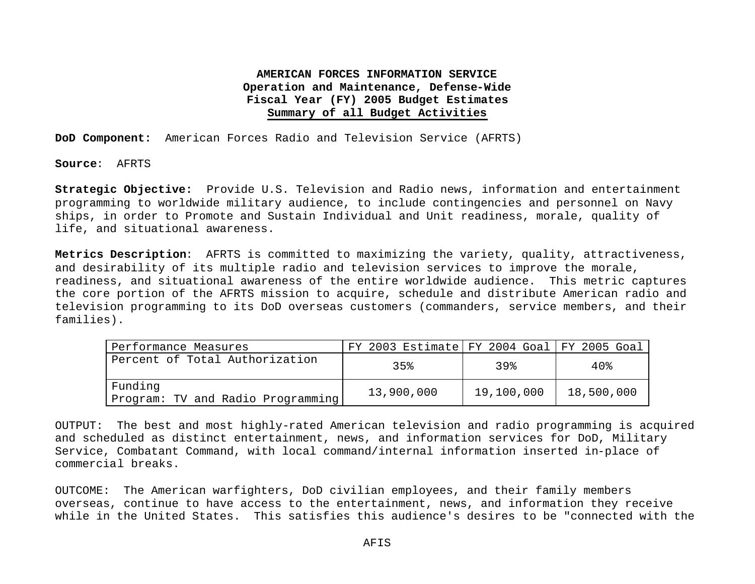**AMERICAN FORCES INFORMATION SERVICE**
**Operation and Maintenance, Defense-Wide**
**Fiscal Year (FY) 2005 Budget Estimates**
**Summary of all Budget Activities**

**DoD Component:** American Forces Radio and Television Service (AFRTS)

**Source**: AFRTS

**Strategic Objective:** Provide U.S. Television and Radio news, information and entertainment programming to worldwide military audience, to include contingencies and personnel on Navy ships, in order to Promote and Sustain Individual and Unit readiness, morale, quality of life, and situational awareness.

**Metrics Description**: AFRTS is committed to maximizing the variety, quality, attractiveness, and desirability of its multiple radio and television services to improve the morale, readiness, and situational awareness of the entire worldwide audience. This metric captures the core portion of the AFRTS mission to acquire, schedule and distribute American radio and television programming to its DoD overseas customers (commanders, service members, and their families).

| Performance Measures | FY 2003 Estimate | FY 2004 Goal | FY 2005 Goal |
|---|---|---|---|
| Percent of Total Authorization | 35% | 39% | 40% |
| Funding<br>Program: TV and Radio Programming | 13,900,000 | 19,100,000 | 18,500,000 |

OUTPUT: The best and most highly-rated American television and radio programming is acquired and scheduled as distinct entertainment, news, and information services for DoD, Military Service, Combatant Command, with local command/internal information inserted in-place of commercial breaks.

OUTCOME: The American warfighters, DoD civilian employees, and their family members overseas, continue to have access to the entertainment, news, and information they receive while in the United States. This satisfies this audience's desires to be "connected with the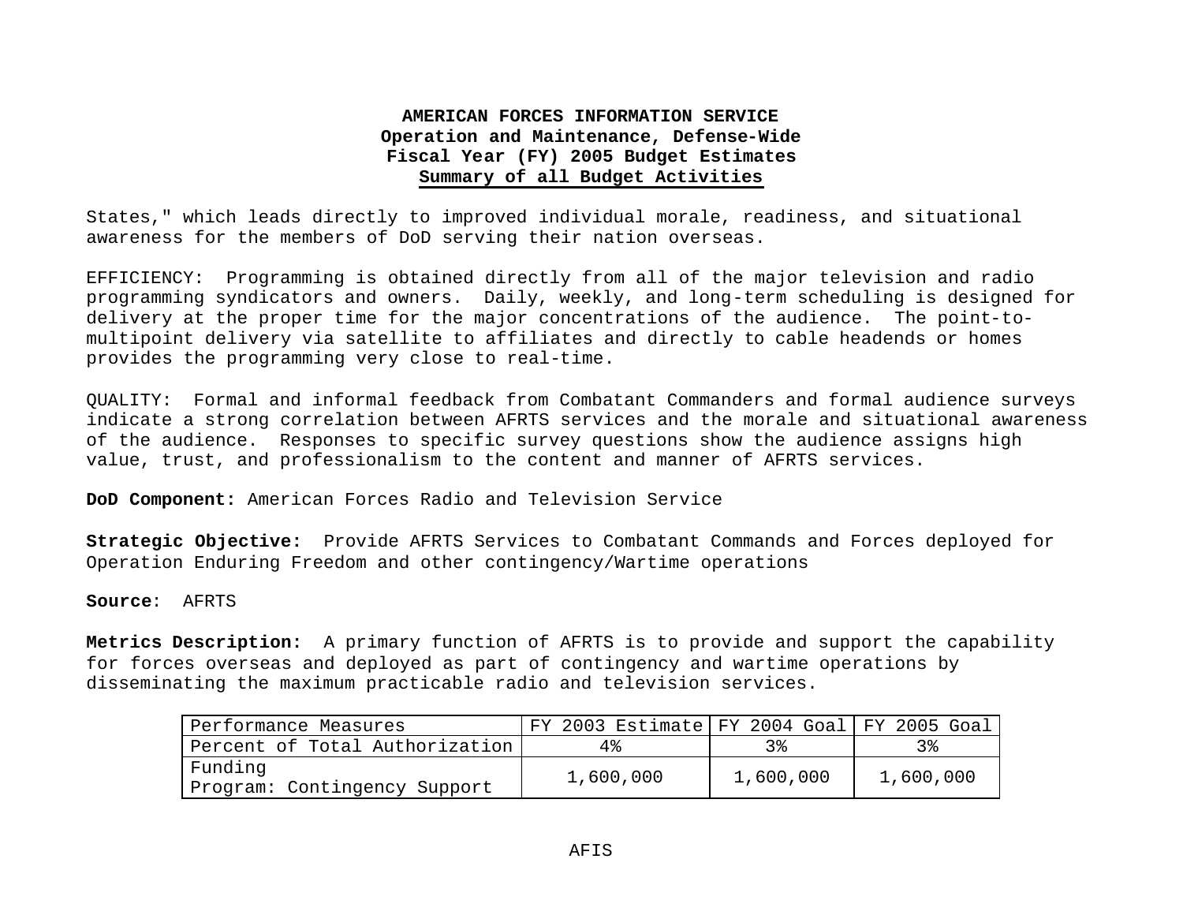States," which leads directly to improved individual morale, readiness, and situational awareness for the members of DoD serving their nation overseas.

EFFICIENCY: Programming is obtained directly from all of the major television and radio programming syndicators and owners. Daily, weekly, and long-term scheduling is designed for delivery at the proper time for the major concentrations of the audience. The point-to-multipoint delivery via satellite to affiliates and directly to cable headends or homes provides the programming very close to real-time.

QUALITY: Formal and informal feedback from Combatant Commanders and formal audience surveys indicate a strong correlation between AFRTS services and the morale and situational awareness of the audience. Responses to specific survey questions show the audience assigns high value, trust, and professionalism to the content and manner of AFRTS services.

**DoD Component:** American Forces Radio and Television Service

**Strategic Objective:** Provide AFRTS Services to Combatant Commands and Forces deployed for Operation Enduring Freedom and other contingency/Wartime operations

**Source**: AFRTS

**Metrics Description:** A primary function of AFRTS is to provide and support the capability for forces overseas and deployed as part of contingency and wartime operations by disseminating the maximum practicable radio and television services.

| Performance Measures | FY 2003 Estimate | FY 2004 Goal | FY 2005 Goal |
|---|---|---|---|
| Percent of Total Authorization | 4% | 3% | 3% |
| Funding<br>Program: Contingency Support | 1,600,000 | 1,600,000 | 1,600,000 |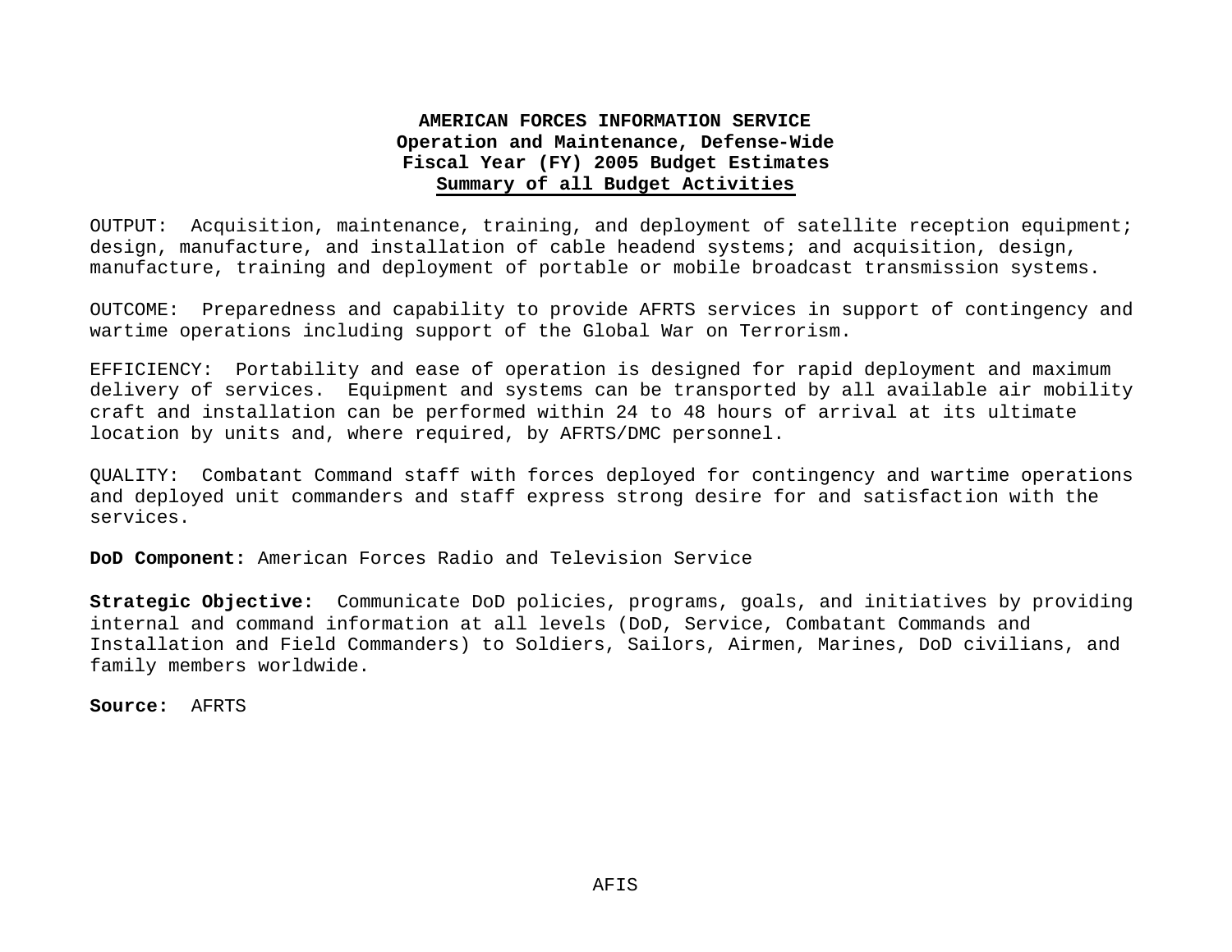**AMERICAN FORCES INFORMATION SERVICE**
**Operation and Maintenance, Defense-Wide**
**Fiscal Year (FY) 2005 Budget Estimates**
**Summary of all Budget Activities**

OUTPUT: Acquisition, maintenance, training, and deployment of satellite reception equipment; design, manufacture, and installation of cable headend systems; and acquisition, design, manufacture, training and deployment of portable or mobile broadcast transmission systems.

OUTCOME: Preparedness and capability to provide AFRTS services in support of contingency and wartime operations including support of the Global War on Terrorism.

EFFICIENCY: Portability and ease of operation is designed for rapid deployment and maximum delivery of services. Equipment and systems can be transported by all available air mobility craft and installation can be performed within 24 to 48 hours of arrival at its ultimate location by units and, where required, by AFRTS/DMC personnel.

QUALITY: Combatant Command staff with forces deployed for contingency and wartime operations and deployed unit commanders and staff express strong desire for and satisfaction with the services.

**DoD Component:** American Forces Radio and Television Service

**Strategic Objective:** Communicate DoD policies, programs, goals, and initiatives by providing internal and command information at all levels (DoD, Service, Combatant Commands and Installation and Field Commanders) to Soldiers, Sailors, Airmen, Marines, DoD civilians, and family members worldwide.

**Source:** AFRTS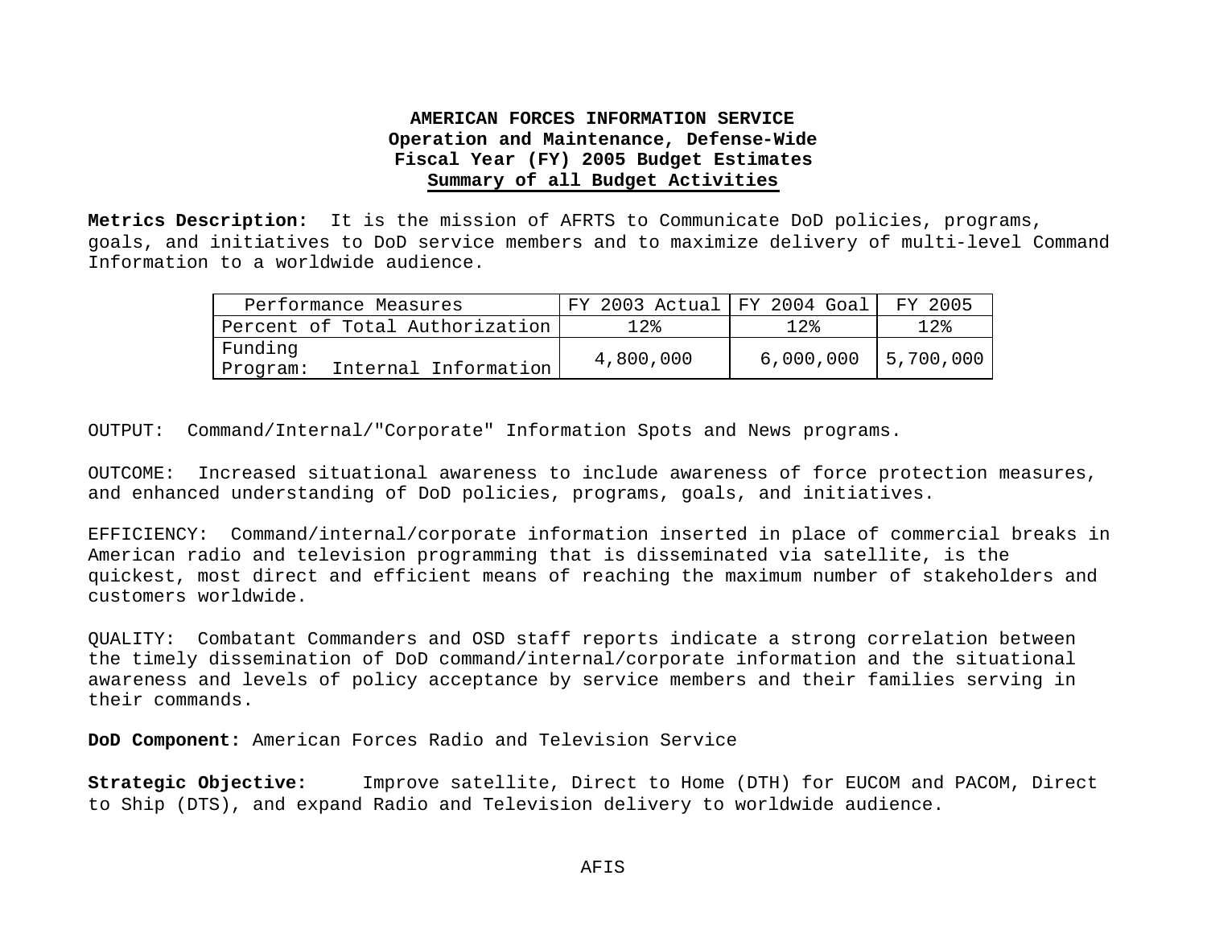**AMERICAN FORCES INFORMATION SERVICE**
**Operation and Maintenance, Defense-Wide**
**Fiscal Year (FY) 2005 Budget Estimates**
**Summary of all Budget Activities**

**Metrics Description:** It is the mission of AFRTS to Communicate DoD policies, programs, goals, and initiatives to DoD service members and to maximize delivery of multi-level Command Information to a worldwide audience.

| Performance Measures | FY 2003 Actual | FY 2004 Goal | FY 2005 |
|---|---|---|---|
| Percent of Total Authorization | 12% | 12% | 12% |
| Funding Program: Internal Information | 4,800,000 | 6,000,000 | 5,700,000 |

OUTPUT: Command/Internal/"Corporate" Information Spots and News programs.

OUTCOME: Increased situational awareness to include awareness of force protection measures, and enhanced understanding of DoD policies, programs, goals, and initiatives.

EFFICIENCY: Command/internal/corporate information inserted in place of commercial breaks in American radio and television programming that is disseminated via satellite, is the quickest, most direct and efficient means of reaching the maximum number of stakeholders and customers worldwide.

QUALITY: Combatant Commanders and OSD staff reports indicate a strong correlation between the timely dissemination of DoD command/internal/corporate information and the situational awareness and levels of policy acceptance by service members and their families serving in their commands.

**DoD Component:** American Forces Radio and Television Service

**Strategic Objective:** Improve satellite, Direct to Home (DTH) for EUCOM and PACOM, Direct to Ship (DTS), and expand Radio and Television delivery to worldwide audience.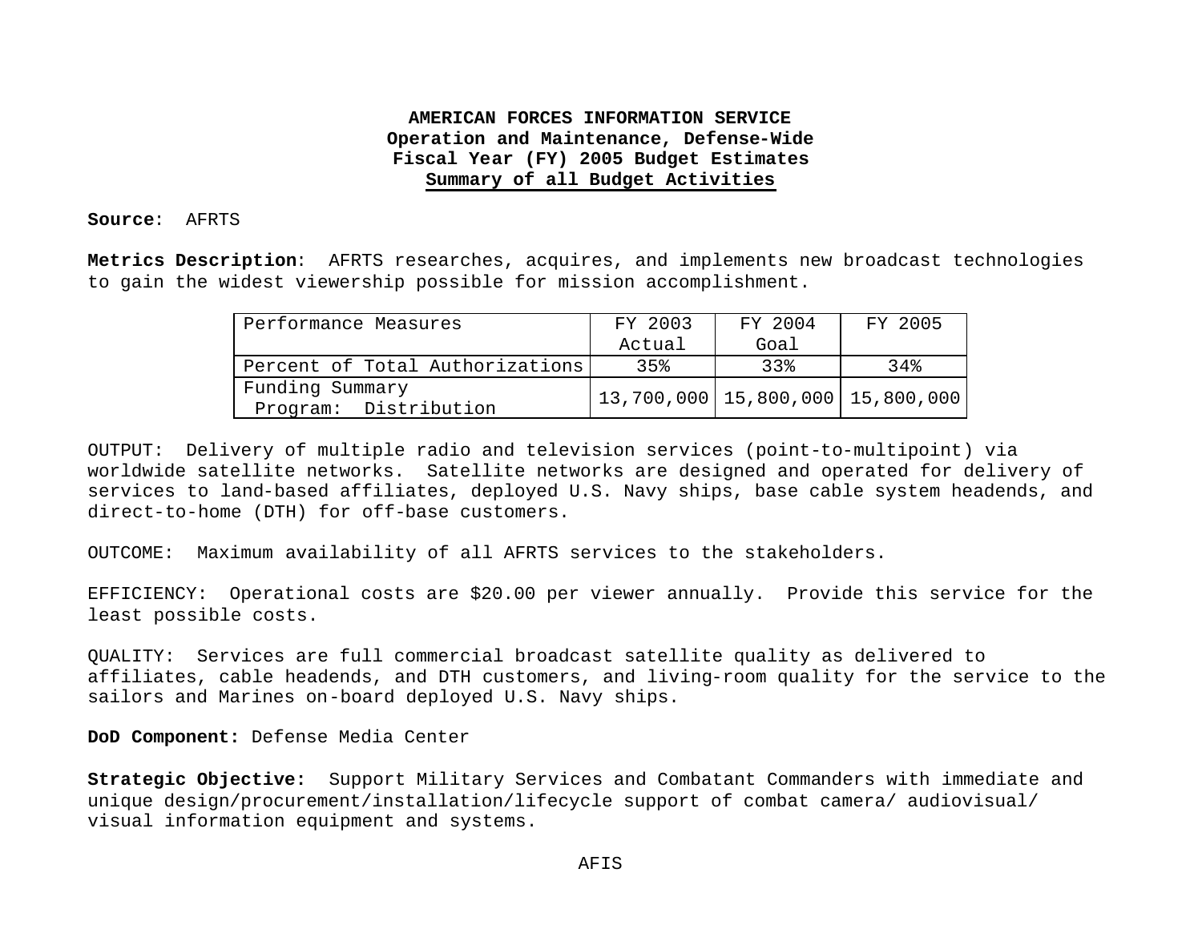**AMERICAN FORCES INFORMATION SERVICE**
**Operation and Maintenance, Defense-Wide**
**Fiscal Year (FY) 2005 Budget Estimates**
**Summary of all Budget Activities**

**Source**: AFRTS

**Metrics Description**: AFRTS researches, acquires, and implements new broadcast technologies to gain the widest viewership possible for mission accomplishment.

| Performance Measures | FY 2003 Actual | FY 2004 Goal | FY 2005 |
|---|---|---|---|
| Percent of Total Authorizations | 35% | 33% | 34% |
| Funding Summary Program: Distribution | 13,700,000 | 15,800,000 | 15,800,000 |

OUTPUT: Delivery of multiple radio and television services (point-to-multipoint) via worldwide satellite networks. Satellite networks are designed and operated for delivery of services to land-based affiliates, deployed U.S. Navy ships, base cable system headends, and direct-to-home (DTH) for off-base customers.

OUTCOME: Maximum availability of all AFRTS services to the stakeholders.

EFFICIENCY: Operational costs are $20.00 per viewer annually. Provide this service for the least possible costs.

QUALITY: Services are full commercial broadcast satellite quality as delivered to affiliates, cable headends, and DTH customers, and living-room quality for the service to the sailors and Marines on-board deployed U.S. Navy ships.

**DoD Component:** Defense Media Center

**Strategic Objective:** Support Military Services and Combatant Commanders with immediate and unique design/procurement/installation/lifecycle support of combat camera/ audiovisual/ visual information equipment and systems.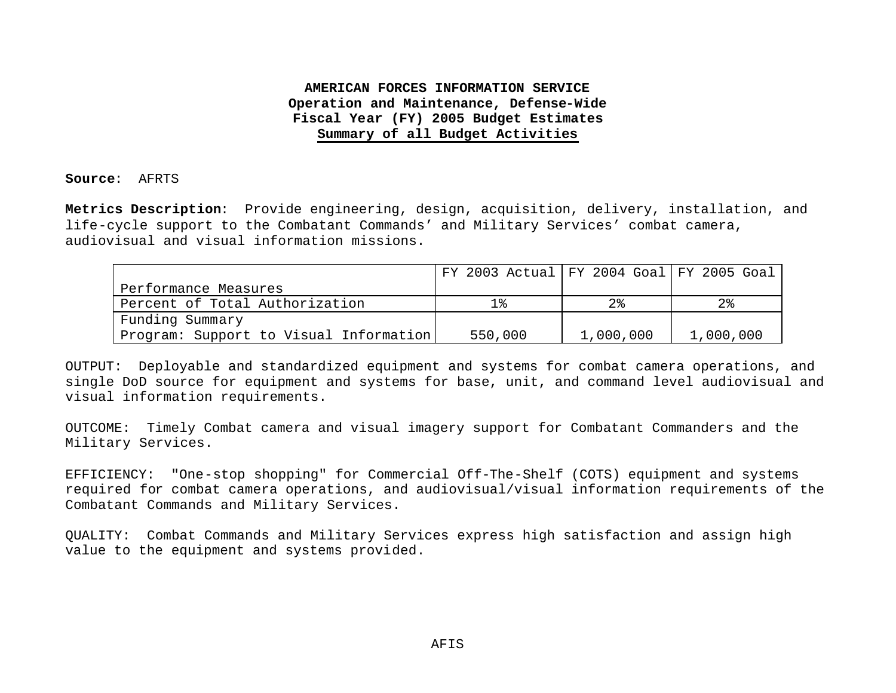**AMERICAN FORCES INFORMATION SERVICE**
**Operation and Maintenance, Defense-Wide**
**Fiscal Year (FY) 2005 Budget Estimates**
**Summary of all Budget Activities**

**Source**: AFRTS

**Metrics Description**: Provide engineering, design, acquisition, delivery, installation, and life-cycle support to the Combatant Commands’ and Military Services’ combat camera, audiovisual and visual information missions.

| Performance Measures | FY 2003 Actual | FY 2004 Goal | FY 2005 Goal |
|---|---|---|---|
| Percent of Total Authorization | 1% | 2% | 2% |
| Funding Summary<br>Program: Support to Visual Information | 550,000 | 1,000,000 | 1,000,000 |

OUTPUT: Deployable and standardized equipment and systems for combat camera operations, and single DoD source for equipment and systems for base, unit, and command level audiovisual and visual information requirements.

OUTCOME: Timely Combat camera and visual imagery support for Combatant Commanders and the Military Services.

EFFICIENCY: "One-stop shopping" for Commercial Off-The-Shelf (COTS) equipment and systems required for combat camera operations, and audiovisual/visual information requirements of the Combatant Commands and Military Services.

QUALITY: Combat Commands and Military Services express high satisfaction and assign high value to the equipment and systems provided.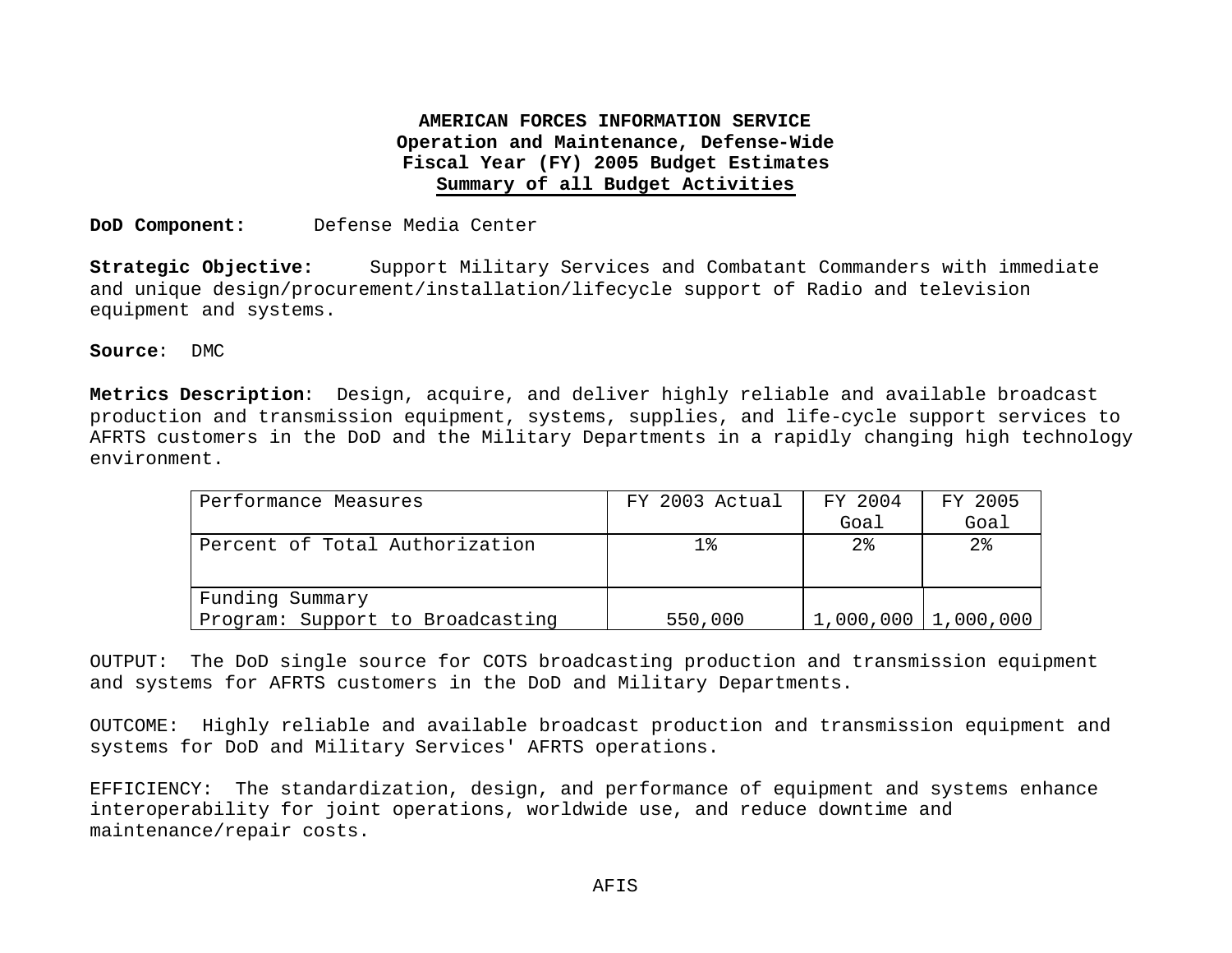**AMERICAN FORCES INFORMATION SERVICE**
**Operation and Maintenance, Defense-Wide**
**Fiscal Year (FY) 2005 Budget Estimates**
**Summary of all Budget Activities**

**DoD Component:** Defense Media Center

**Strategic Objective:** Support Military Services and Combatant Commanders with immediate and unique design/procurement/installation/lifecycle support of Radio and television equipment and systems.

**Source**: DMC

**Metrics Description**: Design, acquire, and deliver highly reliable and available broadcast production and transmission equipment, systems, supplies, and life-cycle support services to AFRTS customers in the DoD and the Military Departments in a rapidly changing high technology environment.

| Performance Measures | FY 2003 Actual | FY 2004 Goal | FY 2005 Goal |
|---|---|---|---|
| Percent of Total Authorization | 1% | 2% | 2% |
| Funding Summary<br>Program: Support to Broadcasting | 550,000 | 1,000,000 | 1,000,000 |

OUTPUT: The DoD single source for COTS broadcasting production and transmission equipment and systems for AFRTS customers in the DoD and Military Departments.

OUTCOME: Highly reliable and available broadcast production and transmission equipment and systems for DoD and Military Services' AFRTS operations.

EFFICIENCY: The standardization, design, and performance of equipment and systems enhance interoperability for joint operations, worldwide use, and reduce downtime and maintenance/repair costs.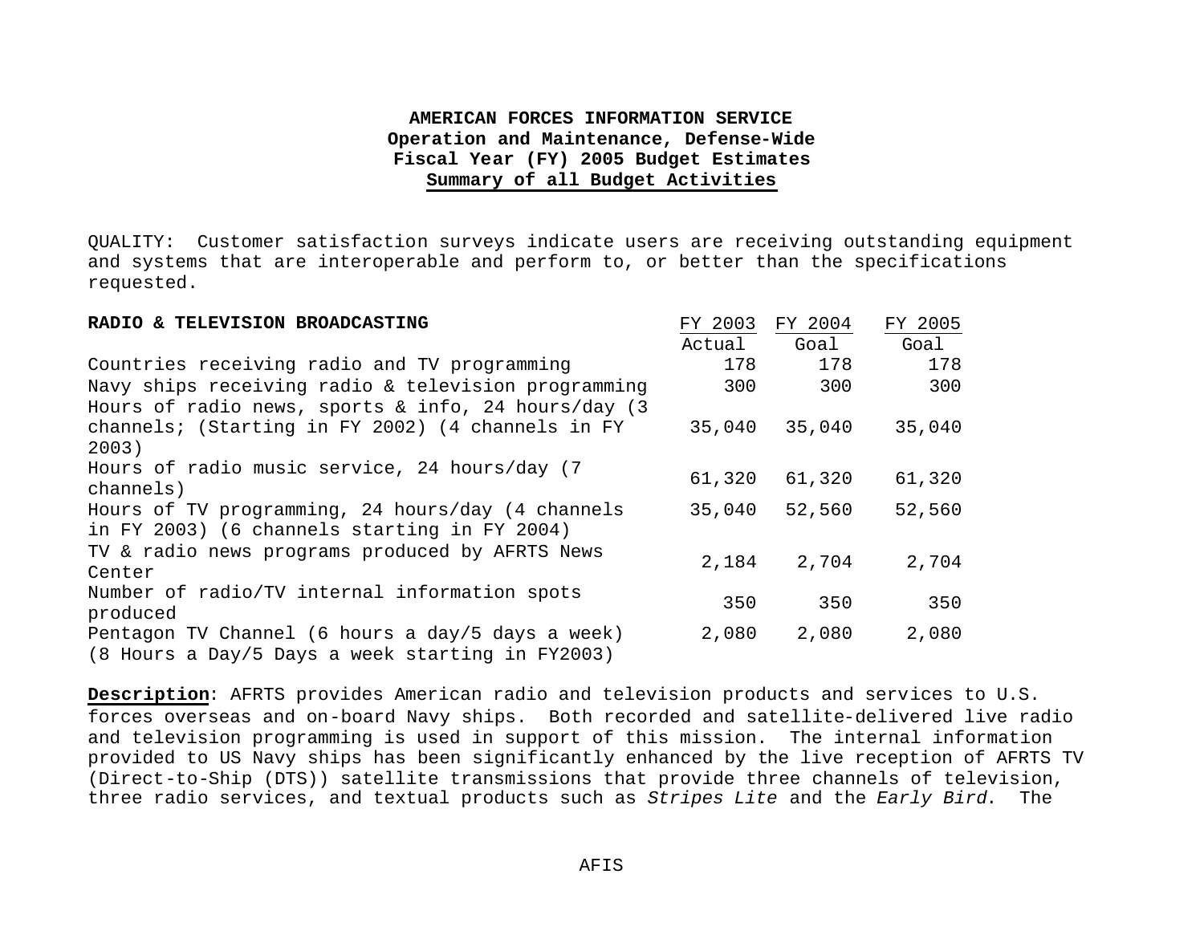**AMERICAN FORCES INFORMATION SERVICE**
**Operation and Maintenance, Defense-Wide**
**Fiscal Year (FY) 2005 Budget Estimates**
**Summary of all Budget Activities**

QUALITY: Customer satisfaction surveys indicate users are receiving outstanding equipment and systems that are interoperable and perform to, or better than the specifications requested.

| **RADIO & TELEVISION BROADCASTING** | FY 2003 Actual | FY 2004 Goal | FY 2005 Goal |
|---|---|---|---|
| Countries receiving radio and TV programming | 178 | 178 | 178 |
| Navy ships receiving radio & television programming | 300 | 300 | 300 |
| Hours of radio news, sports & info, 24 hours/day (3 channels; (Starting in FY 2002) (4 channels in FY 2003) | 35,040 | 35,040 | 35,040 |
| Hours of radio music service, 24 hours/day (7 channels) | 61,320 | 61,320 | 61,320 |
| Hours of TV programming, 24 hours/day (4 channels in FY 2003) (6 channels starting in FY 2004) | 35,040 | 52,560 | 52,560 |
| TV & radio news programs produced by AFRTS News Center | 2,184 | 2,704 | 2,704 |
| Number of radio/TV internal information spots produced | 350 | 350 | 350 |
| Pentagon TV Channel (6 hours a day/5 days a week) (8 Hours a Day/5 Days a week starting in FY2003) | 2,080 | 2,080 | 2,080 |

**Description**: AFRTS provides American radio and television products and services to U.S. forces overseas and on-board Navy ships. Both recorded and satellite-delivered live radio and television programming is used in support of this mission. The internal information provided to US Navy ships has been significantly enhanced by the live reception of AFRTS TV (Direct-to-Ship (DTS)) satellite transmissions that provide three channels of television, three radio services, and textual products such as *Stripes Lite* and the *Early Bird*. The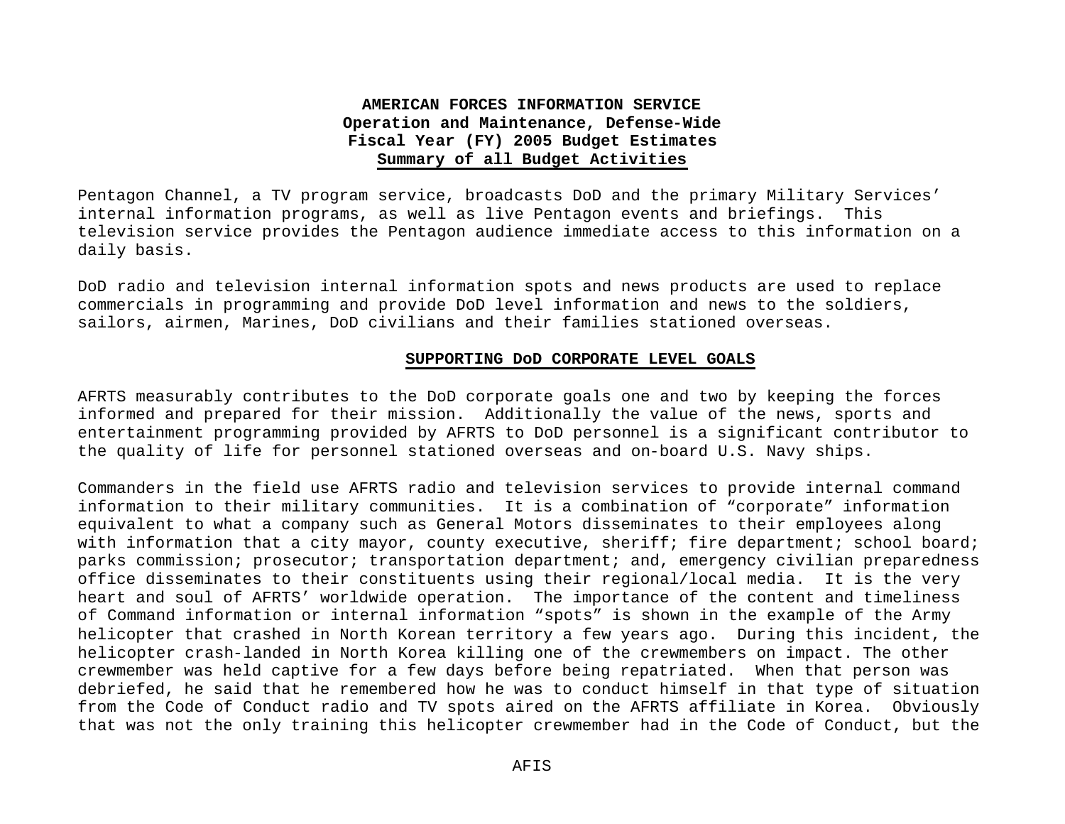**AMERICAN FORCES INFORMATION SERVICE**
**Operation and Maintenance, Defense-Wide**
**Fiscal Year (FY) 2005 Budget Estimates**
**Summary of all Budget Activities**

Pentagon Channel, a TV program service, broadcasts DoD and the primary Military Services' internal information programs, as well as live Pentagon events and briefings. This television service provides the Pentagon audience immediate access to this information on a daily basis.

DoD radio and television internal information spots and news products are used to replace commercials in programming and provide DoD level information and news to the soldiers, sailors, airmen, Marines, DoD civilians and their families stationed overseas.

**SUPPORTING DoD CORPORATE LEVEL GOALS**

AFRTS measurably contributes to the DoD corporate goals one and two by keeping the forces informed and prepared for their mission. Additionally the value of the news, sports and entertainment programming provided by AFRTS to DoD personnel is a significant contributor to the quality of life for personnel stationed overseas and on-board U.S. Navy ships.

Commanders in the field use AFRTS radio and television services to provide internal command information to their military communities. It is a combination of "corporate" information equivalent to what a company such as General Motors disseminates to their employees along with information that a city mayor, county executive, sheriff; fire department; school board; parks commission; prosecutor; transportation department; and, emergency civilian preparedness office disseminates to their constituents using their regional/local media. It is the very heart and soul of AFRTS' worldwide operation. The importance of the content and timeliness of Command information or internal information "spots" is shown in the example of the Army helicopter that crashed in North Korean territory a few years ago. During this incident, the helicopter crash-landed in North Korea killing one of the crewmembers on impact. The other crewmember was held captive for a few days before being repatriated. When that person was debriefed, he said that he remembered how he was to conduct himself in that type of situation from the Code of Conduct radio and TV spots aired on the AFRTS affiliate in Korea. Obviously that was not the only training this helicopter crewmember had in the Code of Conduct, but the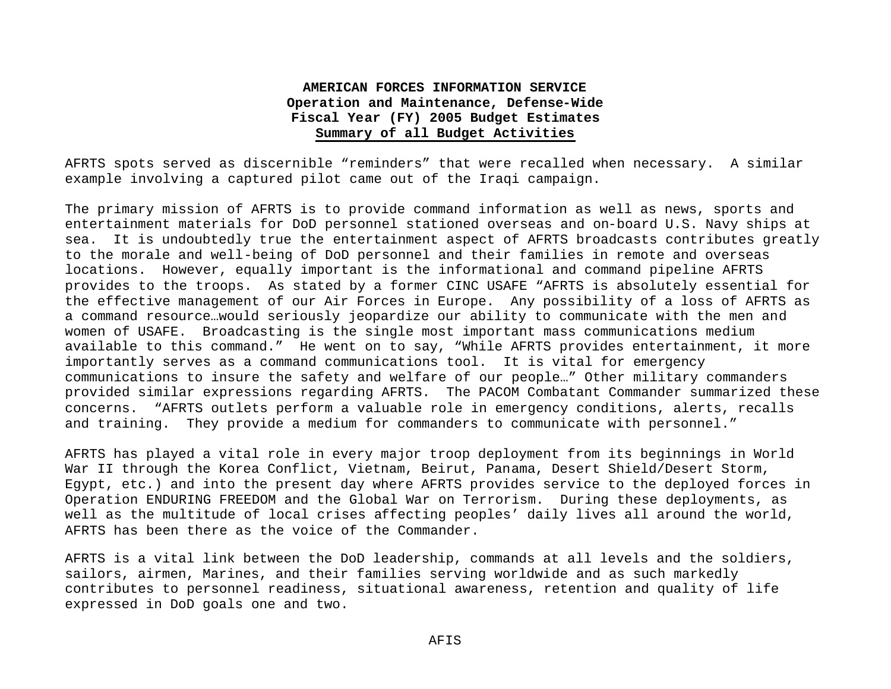AFRTS spots served as discernible “reminders” that were recalled when necessary. A similar example involving a captured pilot came out of the Iraqi campaign.

The primary mission of AFRTS is to provide command information as well as news, sports and entertainment materials for DoD personnel stationed overseas and on-board U.S. Navy ships at sea. It is undoubtedly true the entertainment aspect of AFRTS broadcasts contributes greatly to the morale and well-being of DoD personnel and their families in remote and overseas locations. However, equally important is the informational and command pipeline AFRTS provides to the troops. As stated by a former CINC USAFE “AFRTS is absolutely essential for the effective management of our Air Forces in Europe. Any possibility of a loss of AFRTS as a command resource…would seriously jeopardize our ability to communicate with the men and women of USAFE. Broadcasting is the single most important mass communications medium available to this command.” He went on to say, “While AFRTS provides entertainment, it more importantly serves as a command communications tool. It is vital for emergency communications to insure the safety and welfare of our people…” Other military commanders provided similar expressions regarding AFRTS. The PACOM Combatant Commander summarized these concerns. “AFRTS outlets perform a valuable role in emergency conditions, alerts, recalls and training. They provide a medium for commanders to communicate with personnel.”

AFRTS has played a vital role in every major troop deployment from its beginnings in World War II through the Korea Conflict, Vietnam, Beirut, Panama, Desert Shield/Desert Storm, Egypt, etc.) and into the present day where AFRTS provides service to the deployed forces in Operation ENDURING FREEDOM and the Global War on Terrorism. During these deployments, as well as the multitude of local crises affecting peoples’ daily lives all around the world, AFRTS has been there as the voice of the Commander.

AFRTS is a vital link between the DoD leadership, commands at all levels and the soldiers, sailors, airmen, Marines, and their families serving worldwide and as such markedly contributes to personnel readiness, situational awareness, retention and quality of life expressed in DoD goals one and two.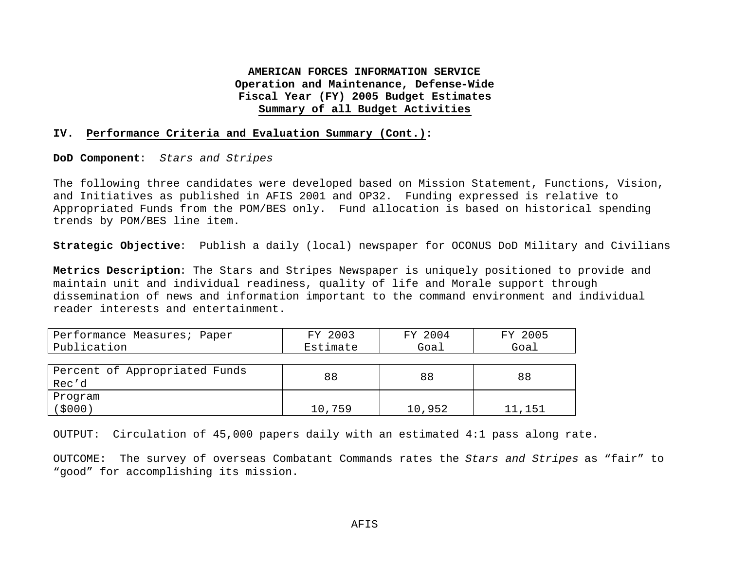**AMERICAN FORCES INFORMATION SERVICE**
**Operation and Maintenance, Defense-Wide**
**Fiscal Year (FY) 2005 Budget Estimates**
**Summary of all Budget Activities**

**IV. Performance Criteria and Evaluation Summary (Cont.):**

**DoD Component**: *Stars and Stripes*

The following three candidates were developed based on Mission Statement, Functions, Vision, and Initiatives as published in AFIS 2001 and OP32. Funding expressed is relative to Appropriated Funds from the POM/BES only. Fund allocation is based on historical spending trends by POM/BES line item.

**Strategic Objective**: Publish a daily (local) newspaper for OCONUS DoD Military and Civilians

**Metrics Description**: The Stars and Stripes Newspaper is uniquely positioned to provide and maintain unit and individual readiness, quality of life and Morale support through dissemination of news and information important to the command environment and individual reader interests and entertainment.

| Performance Measures; Paper Publication | FY 2003 Estimate | FY 2004 Goal | FY 2005 Goal |
|---|---|---|---|
| Percent of Appropriated Funds Rec'd | 88 | 88 | 88 |
| Program ($000) | 10,759 | 10,952 | 11,151 |

OUTPUT: Circulation of 45,000 papers daily with an estimated 4:1 pass along rate.

OUTCOME: The survey of overseas Combatant Commands rates the *Stars and Stripes* as "fair" to "good" for accomplishing its mission.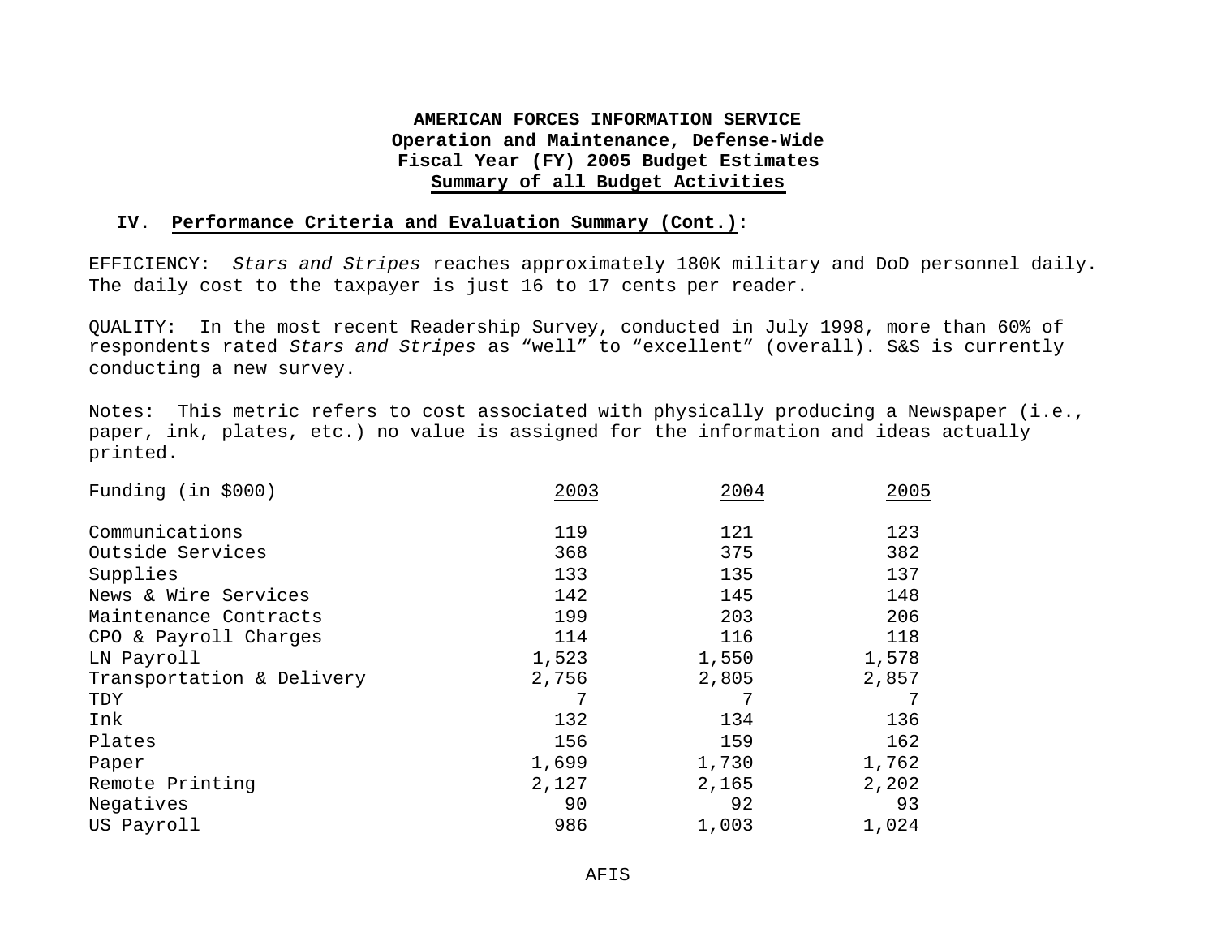**AMERICAN FORCES INFORMATION SERVICE**
**Operation and Maintenance, Defense-Wide**
**Fiscal Year (FY) 2005 Budget Estimates**
**Summary of all Budget Activities**

## IV. Performance Criteria and Evaluation Summary (Cont.):

EFFICIENCY: *Stars and Stripes* reaches approximately 180K military and DoD personnel daily. The daily cost to the taxpayer is just 16 to 17 cents per reader.

QUALITY: In the most recent Readership Survey, conducted in July 1998, more than 60% of respondents rated *Stars and Stripes* as "well" to "excellent" (overall). S&S is currently conducting a new survey.

Notes: This metric refers to cost associated with physically producing a Newspaper (i.e., paper, ink, plates, etc.) no value is assigned for the information and ideas actually printed.

| Funding (in $000) | 2003 | 2004 | 2005 |
|---|---|---|---|
| Communications | 119 | 121 | 123 |
| Outside Services | 368 | 375 | 382 |
| Supplies | 133 | 135 | 137 |
| News & Wire Services | 142 | 145 | 148 |
| Maintenance Contracts | 199 | 203 | 206 |
| CPO & Payroll Charges | 114 | 116 | 118 |
| LN Payroll | 1,523 | 1,550 | 1,578 |
| Transportation & Delivery | 2,756 | 2,805 | 2,857 |
| TDY | 7 | 7 | 7 |
| Ink | 132 | 134 | 136 |
| Plates | 156 | 159 | 162 |
| Paper | 1,699 | 1,730 | 1,762 |
| Remote Printing | 2,127 | 2,165 | 2,202 |
| Negatives | 90 | 92 | 93 |
| US Payroll | 986 | 1,003 | 1,024 |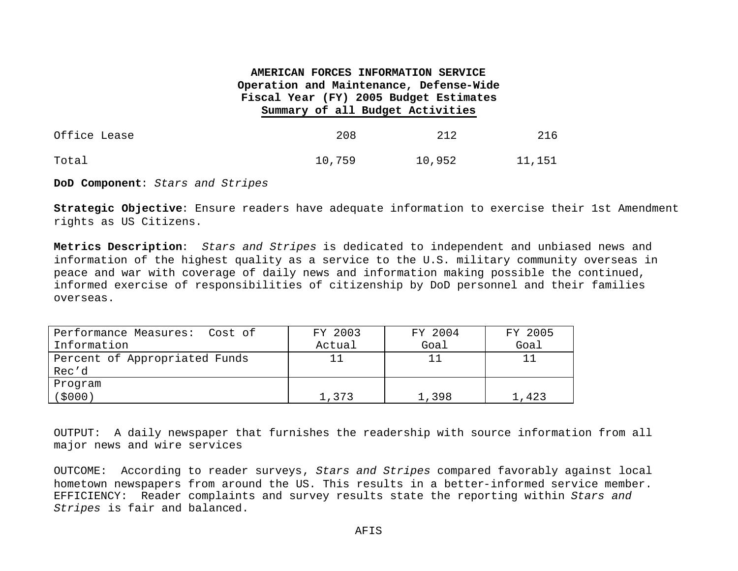# AMERICAN FORCES INFORMATION SERVICE
## Operation and Maintenance, Defense-Wide
## Fiscal Year (FY) 2005 Budget Estimates
## Summary of all Budget Activities

| | | | |
|---|---|---|---|
| Office Lease | 208 | 212 | 216 |
| Total | 10,759 | 10,952 | 11,151 |

**DoD Component**: *Stars and Stripes*

**Strategic Objective**: Ensure readers have adequate information to exercise their 1st Amendment rights as US Citizens.

**Metrics Description**: *Stars and Stripes* is dedicated to independent and unbiased news and information of the highest quality as a service to the U.S. military community overseas in peace and war with coverage of daily news and information making possible the continued, informed exercise of responsibilities of citizenship by DoD personnel and their families overseas.

| Performance Measures: Cost of Information | FY 2003 Actual | FY 2004 Goal | FY 2005 Goal |
|---|---|---|---|
| Percent of Appropriated Funds Rec'd | 11 | 11 | 11 |
| Program ($000) | 1,373 | 1,398 | 1,423 |

OUTPUT: A daily newspaper that furnishes the readership with source information from all major news and wire services

OUTCOME: According to reader surveys, *Stars and Stripes* compared favorably against local hometown newspapers from around the US. This results in a better-informed service member.
EFFICIENCY: Reader complaints and survey results state the reporting within *Stars and Stripes* is fair and balanced.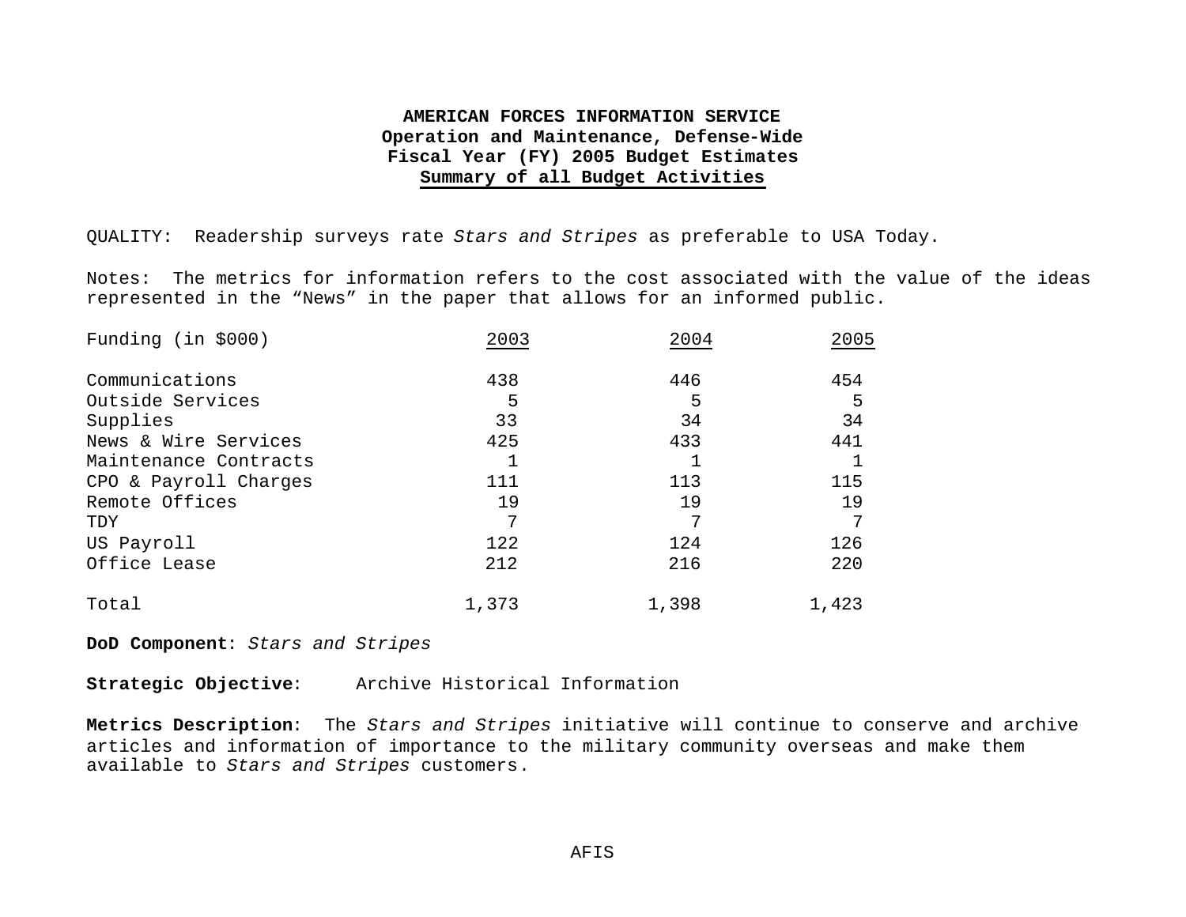**AMERICAN FORCES INFORMATION SERVICE**
**Operation and Maintenance, Defense-Wide**
**Fiscal Year (FY) 2005 Budget Estimates**
**Summary of all Budget Activities**

QUALITY: Readership surveys rate *Stars and Stripes* as preferable to USA Today.

Notes: The metrics for information refers to the cost associated with the value of the ideas represented in the "News" in the paper that allows for an informed public.

| Funding (in $000) | 2003 | 2004 | 2005 |
|---|---|---|---|
| Communications | 438 | 446 | 454 |
| Outside Services | 5 | 5 | 5 |
| Supplies | 33 | 34 | 34 |
| News & Wire Services | 425 | 433 | 441 |
| Maintenance Contracts | 1 | 1 | 1 |
| CPO & Payroll Charges | 111 | 113 | 115 |
| Remote Offices | 19 | 19 | 19 |
| TDY | 7 | 7 | 7 |
| US Payroll | 122 | 124 | 126 |
| Office Lease | 212 | 216 | 220 |
| Total | 1,373 | 1,398 | 1,423 |

**DoD Component**: *Stars and Stripes*

**Strategic Objective**: Archive Historical Information

**Metrics Description**: The *Stars and Stripes* initiative will continue to conserve and archive articles and information of importance to the military community overseas and make them available to *Stars and Stripes* customers.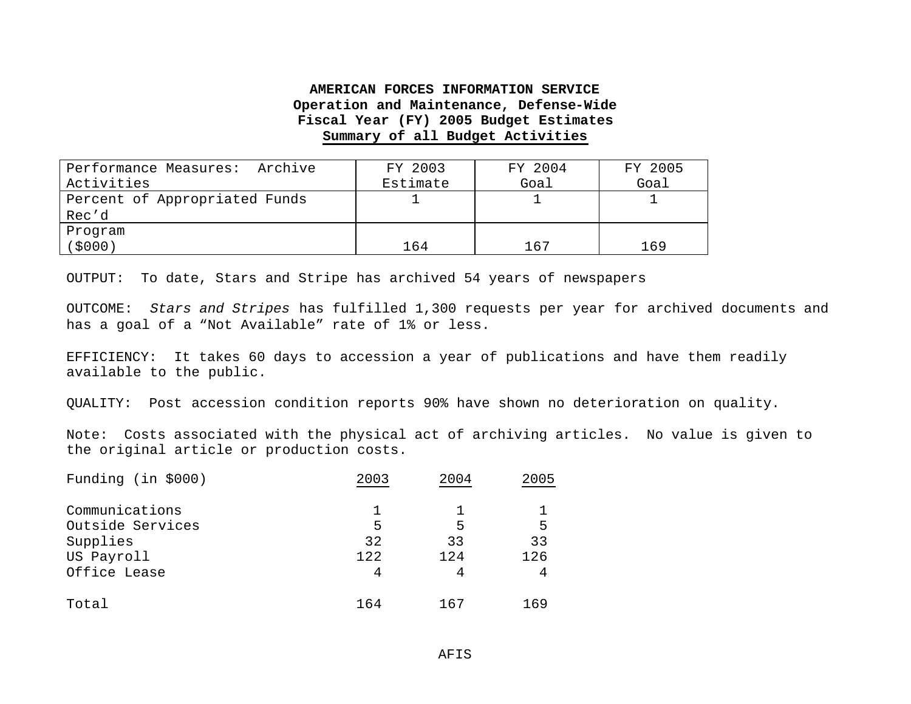**AMERICAN FORCES INFORMATION SERVICE**
**Operation and Maintenance, Defense-Wide**
**Fiscal Year (FY) 2005 Budget Estimates**
**Summary of all Budget Activities**

| Performance Measures: Archive Activities | FY 2003 Estimate | FY 2004 Goal | FY 2005 Goal |
|---|---|---|---|
| Percent of Appropriated Funds Rec'd | 1 | 1 | 1 |
| Program ($000) | 164 | 167 | 169 |

OUTPUT: To date, Stars and Stripe has archived 54 years of newspapers

OUTCOME: *Stars and Stripes* has fulfilled 1,300 requests per year for archived documents and has a goal of a "Not Available" rate of 1% or less.

EFFICIENCY: It takes 60 days to accession a year of publications and have them readily available to the public.

QUALITY: Post accession condition reports 90% have shown no deterioration on quality.

Note: Costs associated with the physical act of archiving articles. No value is given to the original article or production costs.

| Funding (in $000) | 2003 | 2004 | 2005 |
|---|---|---|---|
| Communications | 1 | 1 | 1 |
| Outside Services | 5 | 5 | 5 |
| Supplies | 32 | 33 | 33 |
| US Payroll | 122 | 124 | 126 |
| Office Lease | 4 | 4 | 4 |
| Total | 164 | 167 | 169 |